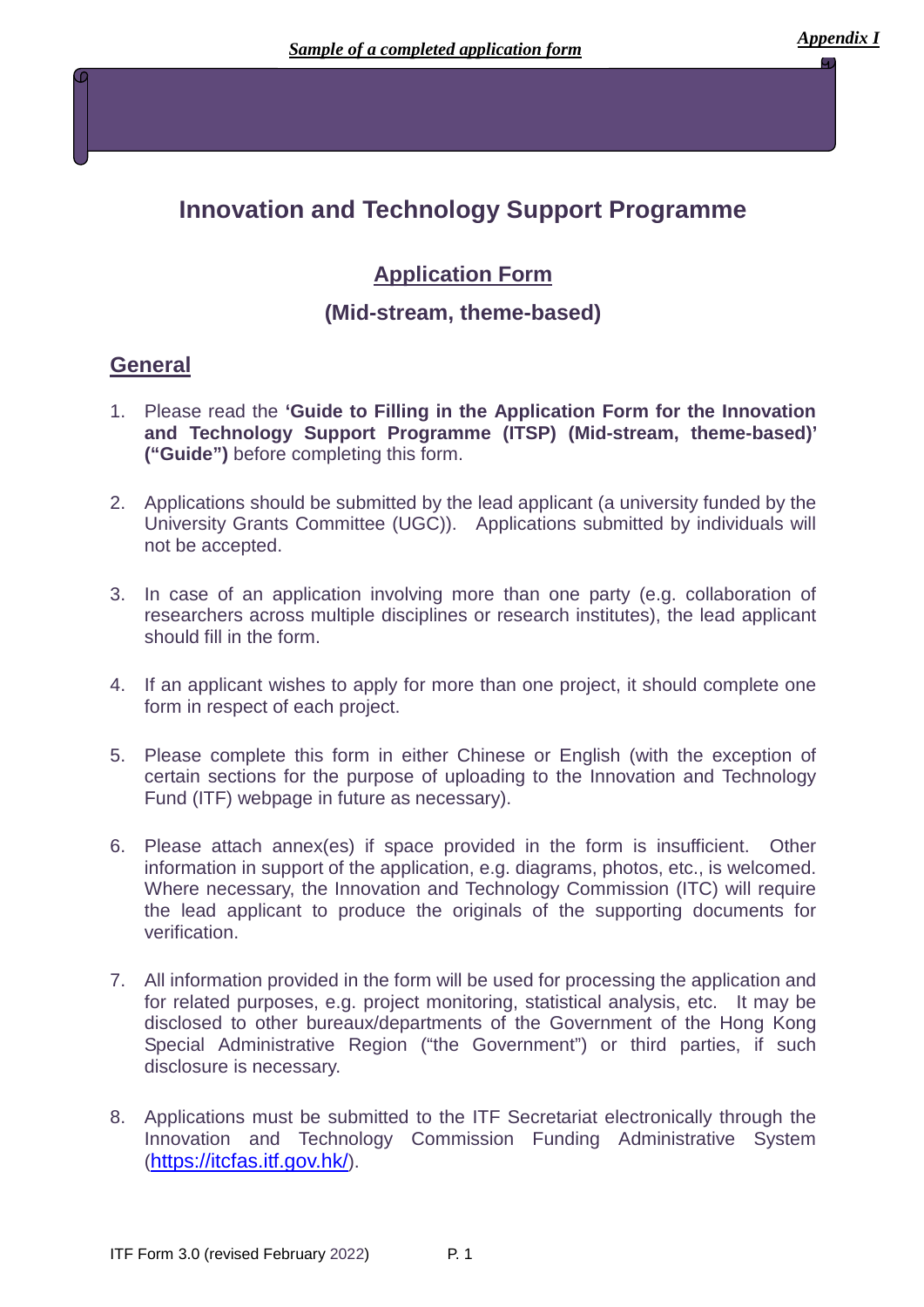***Sample of a completed application form*** ***Appendix I***

# Innovation and Technology Support Programme

## Application Form

## (Mid-stream, theme-based)

## General

1. Please read the **'Guide to Filling in the Application Form for the Innovation and Technology Support Programme (ITSP) (Mid-stream, theme-based)' ("Guide")** before completing this form.

2. Applications should be submitted by the lead applicant (a university funded by the University Grants Committee (UGC)). Applications submitted by individuals will not be accepted.

3. In case of an application involving more than one party (e.g. collaboration of researchers across multiple disciplines or research institutes), the lead applicant should fill in the form.

4. If an applicant wishes to apply for more than one project, it should complete one form in respect of each project.

5. Please complete this form in either Chinese or English (with the exception of certain sections for the purpose of uploading to the Innovation and Technology Fund (ITF) webpage in future as necessary).

6. Please attach annex(es) if space provided in the form is insufficient. Other information in support of the application, e.g. diagrams, photos, etc., is welcomed. Where necessary, the Innovation and Technology Commission (ITC) will require the lead applicant to produce the originals of the supporting documents for verification.

7. All information provided in the form will be used for processing the application and for related purposes, e.g. project monitoring, statistical analysis, etc. It may be disclosed to other bureaux/departments of the Government of the Hong Kong Special Administrative Region ("the Government") or third parties, if such disclosure is necessary.

8. Applications must be submitted to the ITF Secretariat electronically through the Innovation and Technology Commission Funding Administrative System (https://itcfas.itf.gov.hk/).

ITF Form 3.0 (revised February 2022)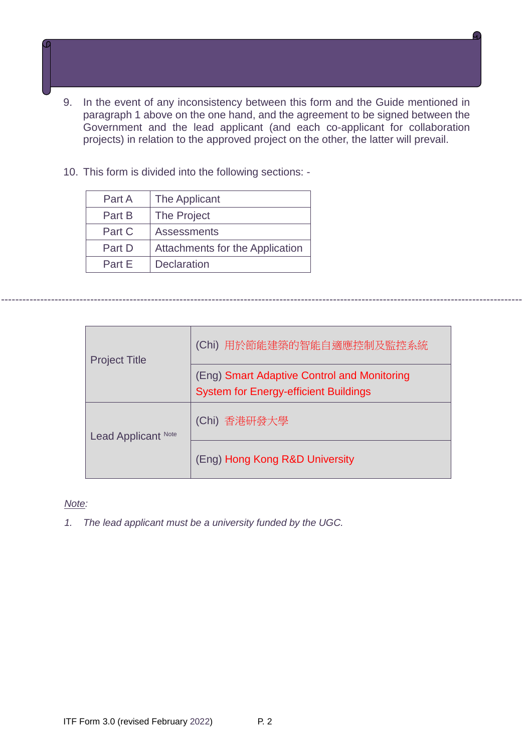9. In the event of any inconsistency between this form and the Guide mentioned in paragraph 1 above on the one hand, and the agreement to be signed between the Government and the lead applicant (and each co-applicant for collaboration projects) in relation to the approved project on the other, the latter will prevail.

10. This form is divided into the following sections: -

| | |
|---|---|
| Part A | The Applicant |
| Part B | The Project |
| Part C | Assessments |
| Part D | Attachments for the Application |
| Part E | Declaration |

---

| | |
|---|---|
| Project Title | (Chi) 用於節能建築的智能自適應控制及監控系統 |
| | (Eng) Smart Adaptive Control and Monitoring System for Energy-efficient Buildings |
| Lead Applicant [Note] | (Chi) 香港研發大學 |
| | (Eng) Hong Kong R&D University |

*Note:*

1. *The lead applicant must be a university funded by the UGC.*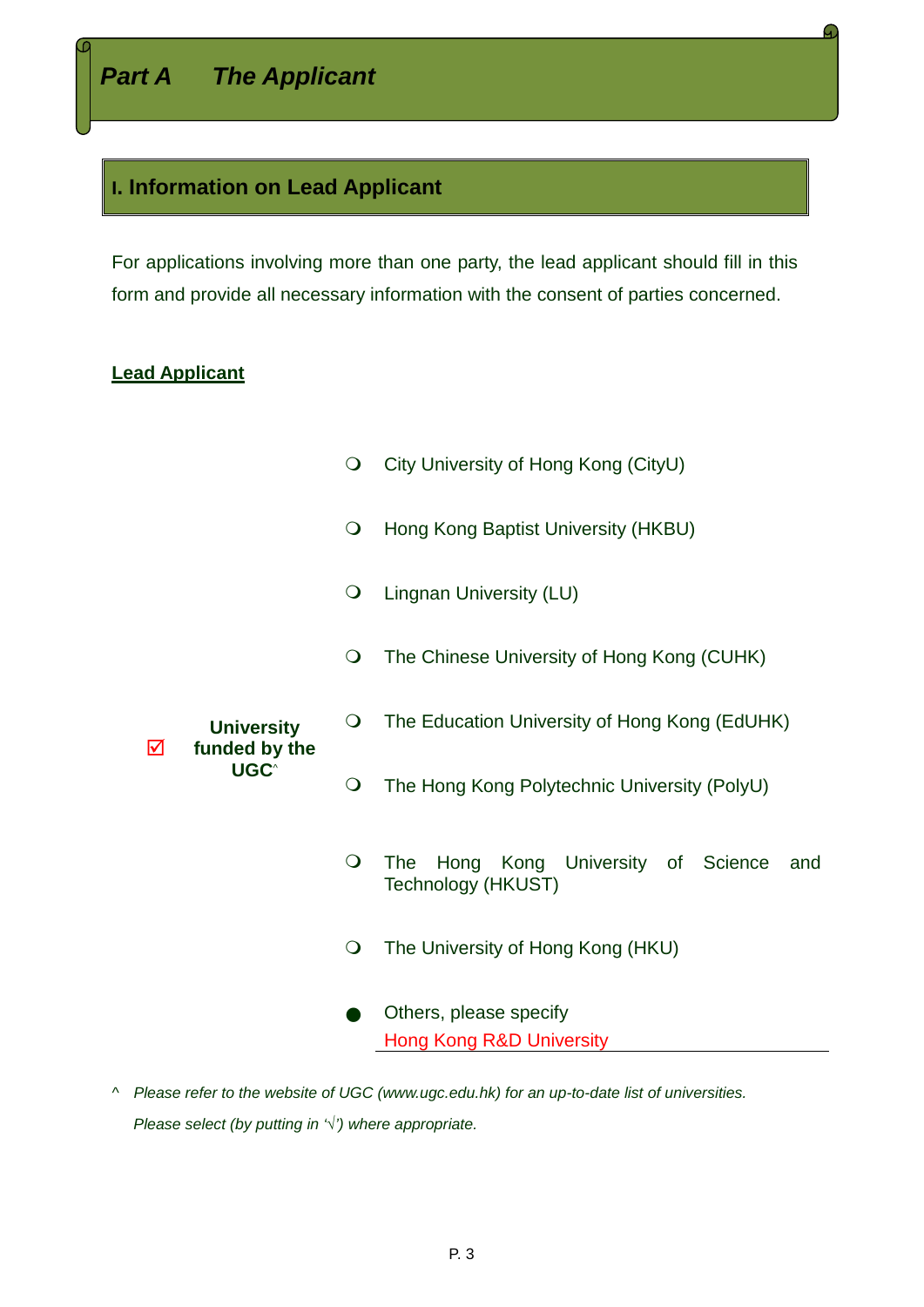# Part A The Applicant

## I. Information on Lead Applicant

For applications involving more than one party, the lead applicant should fill in this form and provide all necessary information with the consent of parties concerned.

**Lead Applicant**

☑ **University funded by the UGC^**

- ❍ City University of Hong Kong (CityU)
- ❍ Hong Kong Baptist University (HKBU)
- ❍ Lingnan University (LU)
- ❍ The Chinese University of Hong Kong (CUHK)
- ❍ The Education University of Hong Kong (EdUHK)
- ❍ The Hong Kong Polytechnic University (PolyU)
- ❍ The Hong Kong University of Science and Technology (HKUST)
- ❍ The University of Hong Kong (HKU)
- ● Others, please specify Hong Kong R&D University

^ *Please refer to the website of UGC (www.ugc.edu.hk) for an up-to-date list of universities.*

*Please select (by putting in '√') where appropriate.*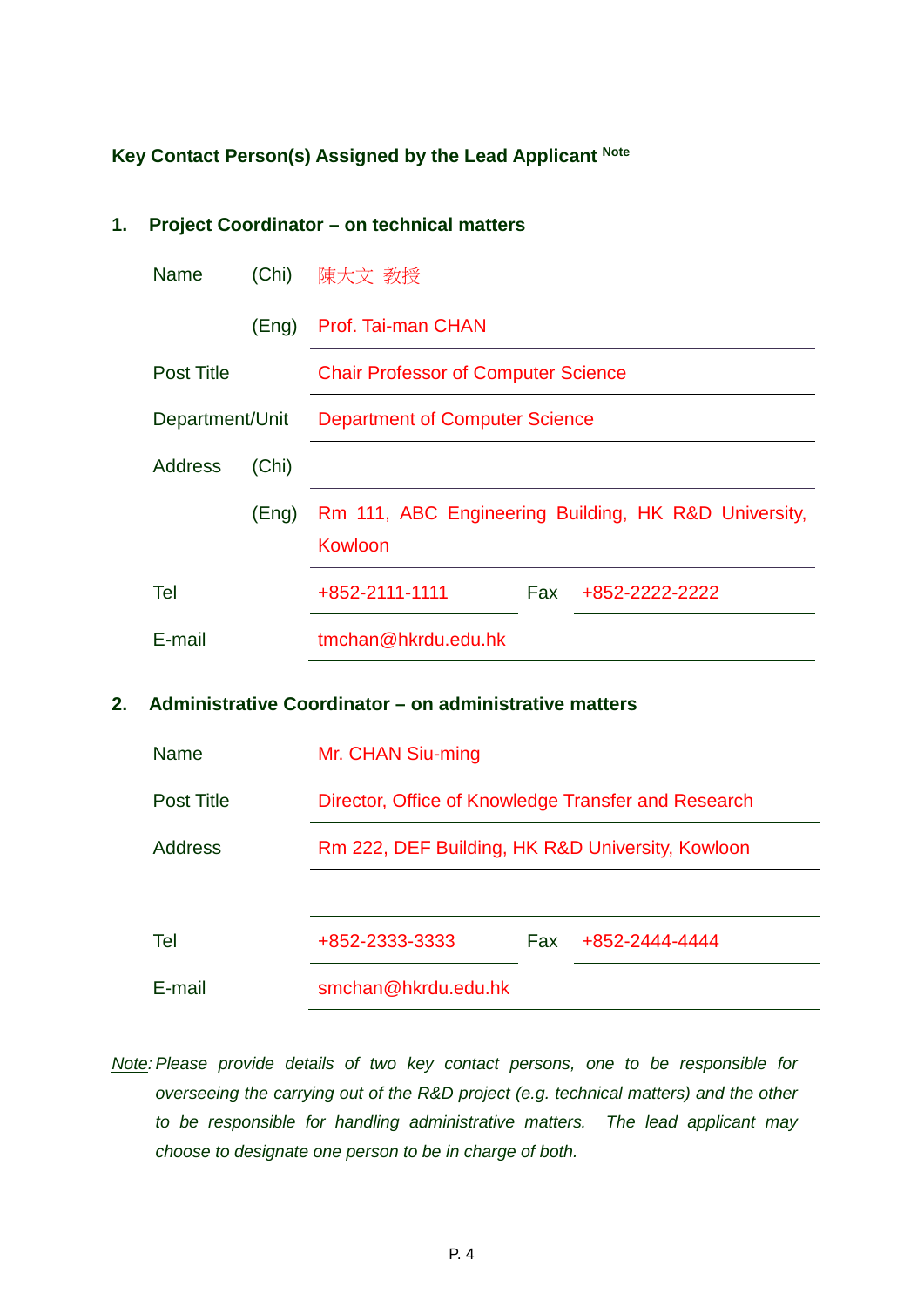**Key Contact Person(s) Assigned by the Lead Applicant** Note

**1. Project Coordinator – on technical matters**

| | | |
|---|---|---|
| Name | (Chi) | 陳大文 教授 |
| | (Eng) | Prof. Tai-man CHAN |
| Post Title | | Chair Professor of Computer Science |
| Department/Unit | | Department of Computer Science |
| Address | (Chi) | |
| | (Eng) | Rm 111, ABC Engineering Building, HK R&D University, Kowloon |
| Tel | | +852-2111-1111 Fax +852-2222-2222 |
| E-mail | | tmchan@hkrdu.edu.hk |

**2. Administrative Coordinator – on administrative matters**

| | |
|---|---|
| Name | Mr. CHAN Siu-ming |
| Post Title | Director, Office of Knowledge Transfer and Research |
| Address | Rm 222, DEF Building, HK R&D University, Kowloon |
| | |
| Tel | +852-2333-3333 Fax +852-2444-4444 |
| E-mail | smchan@hkrdu.edu.hk |

*Note: Please provide details of two key contact persons, one to be responsible for overseeing the carrying out of the R&D project (e.g. technical matters) and the other to be responsible for handling administrative matters. The lead applicant may choose to designate one person to be in charge of both.*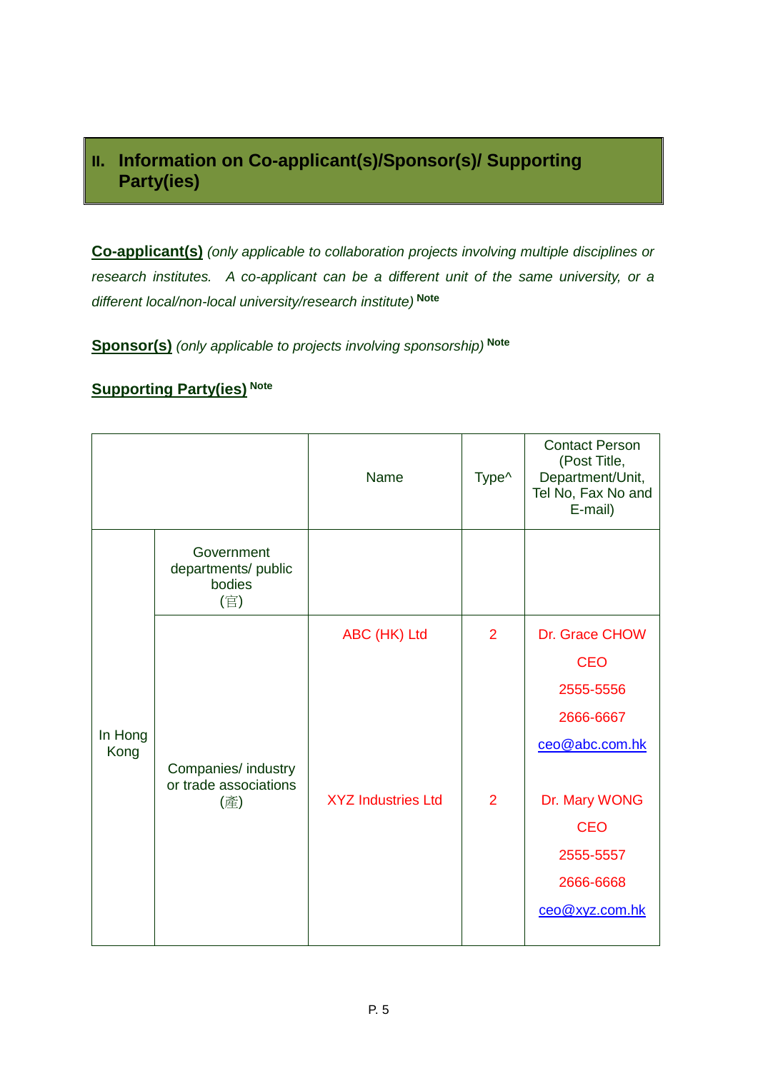## II. Information on Co-applicant(s)/Sponsor(s)/ Supporting Party(ies)

**Co-applicant(s)** *(only applicable to collaboration projects involving multiple disciplines or research institutes. A co-applicant can be a different unit of the same university, or a different local/non-local university/research institute)* **Note**

**Sponsor(s)** *(only applicable to projects involving sponsorship)* **Note**

**Supporting Party(ies)** **Note**

| | | Name | Type^ | Contact Person (Post Title, Department/Unit, Tel No, Fax No and E-mail) |
|---|---|---|---|---|
| In Hong Kong | Government departments/ public bodies (官) | | | |
| | Companies/ industry or trade associations (產) | ABC (HK) Ltd | 2 | Dr. Grace CHOW<br>CEO<br>2555-5556<br>2666-6667<br>ceo@abc.com.hk |
| | | XYZ Industries Ltd | 2 | Dr. Mary WONG<br>CEO<br>2555-5557<br>2666-6668<br>ceo@xyz.com.hk |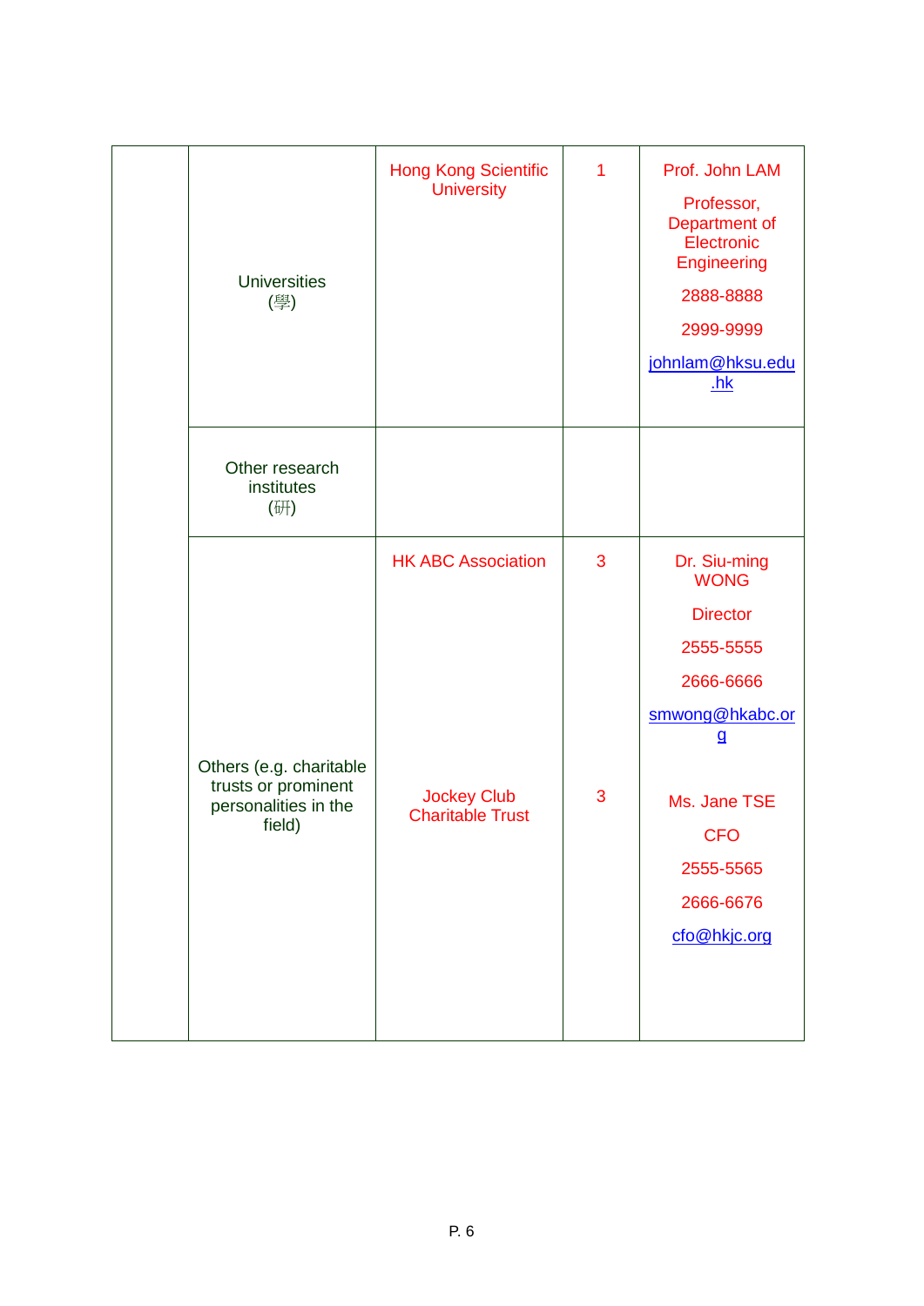| | | | | |
|---|---|---|---|---|
| | Universities (學) | Hong Kong Scientific University | 1 | Prof. John LAM<br>Professor, Department of Electronic Engineering<br>2888-8888<br>2999-9999<br>johnlam@hksu.edu.hk |
| | Other research institutes (研) | | | |
| | Others (e.g. charitable trusts or prominent personalities in the field) | HK ABC Association<br><br>Jockey Club Charitable Trust | 3<br><br>3 | Dr. Siu-ming WONG<br>Director<br>2555-5555<br>2666-6666<br>smwong@hkabc.org<br><br>Ms. Jane TSE<br>CFO<br>2555-5565<br>2666-6676<br>cfo@hkjc.org |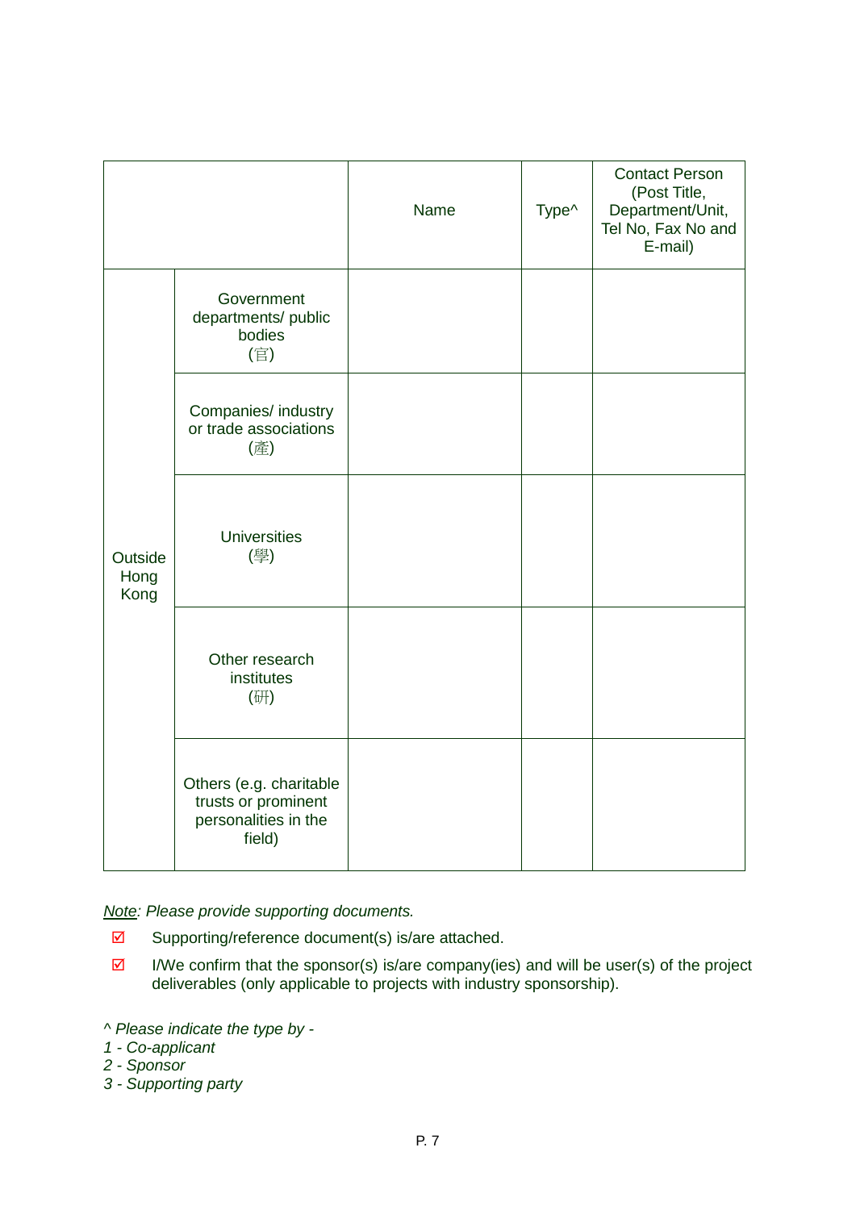| | | Name | Type^ | Contact Person (Post Title, Department/Unit, Tel No, Fax No and E-mail) |
|---|---|---|---|---|
| Outside Hong Kong | Government departments/ public bodies (官) | | | |
| | Companies/ industry or trade associations (產) | | | |
| | Universities (學) | | | |
| | Other research institutes (研) | | | |
| | Others (e.g. charitable trusts or prominent personalities in the field) | | | |

*<u>Note</u>: Please provide supporting documents.*

- ☑ Supporting/reference document(s) is/are attached.
- ☑ I/We confirm that the sponsor(s) is/are company(ies) and will be user(s) of the project deliverables (only applicable to projects with industry sponsorship).

*^ Please indicate the type by -*
*1 - Co-applicant*
*2 - Sponsor*
*3 - Supporting party*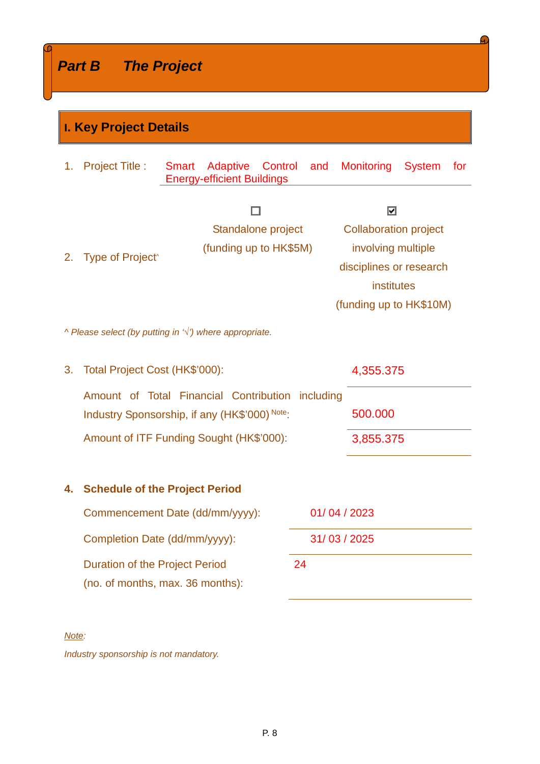# Part B The Project

## I. Key Project Details

1. Project Title : Smart Adaptive Control and Monitoring System for Energy-efficient Buildings

2. Type of Project^

| | ☐ | ☑ |
|---|---|---|
| | Standalone project (funding up to HK$5M) | Collaboration project involving multiple disciplines or research institutes (funding up to HK$10M) |

*^ Please select (by putting in '√') where appropriate.*

3. Total Project Cost (HK$'000): 4,355.375

   Amount of Total Financial Contribution including Industry Sponsorship, if any (HK$'000) [Note]: 500.000

   Amount of ITF Funding Sought (HK$'000): 3,855.375

4. **Schedule of the Project Period**

   Commencement Date (dd/mm/yyyy): 01/ 04 / 2023

   Completion Date (dd/mm/yyyy): 31/ 03 / 2025

   Duration of the Project Period (no. of months, max. 36 months): 24

*Note:*

*Industry sponsorship is not mandatory.*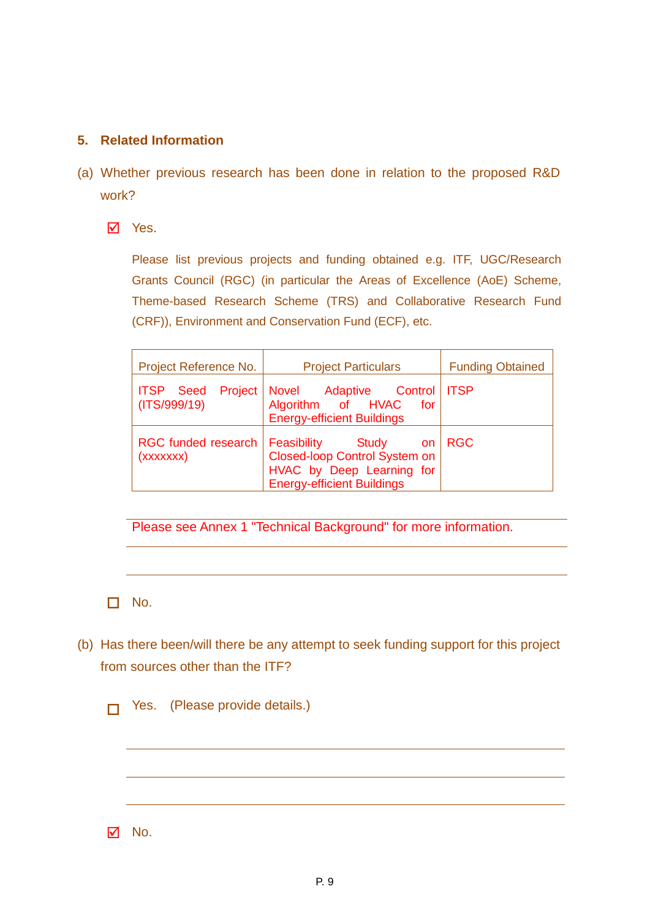## 5. Related Information

(a) Whether previous research has been done in relation to the proposed R&D work?

☑ Yes.

Please list previous projects and funding obtained e.g. ITF, UGC/Research Grants Council (RGC) (in particular the Areas of Excellence (AoE) Scheme, Theme-based Research Scheme (TRS) and Collaborative Research Fund (CRF)), Environment and Conservation Fund (ECF), etc.

| Project Reference No. | Project Particulars | Funding Obtained |
|---|---|---|
| ITSP Seed Project (ITS/999/19) | Novel Adaptive Control Algorithm of HVAC for Energy-efficient Buildings | ITSP |
| RGC funded research (xxxxxxx) | Feasibility Study on Closed-loop Control System on HVAC by Deep Learning for Energy-efficient Buildings | RGC |

Please see Annex 1 "Technical Background" for more information.

☐ No.

(b) Has there been/will there be any attempt to seek funding support for this project from sources other than the ITF?

☐ Yes. (Please provide details.)

☑ No.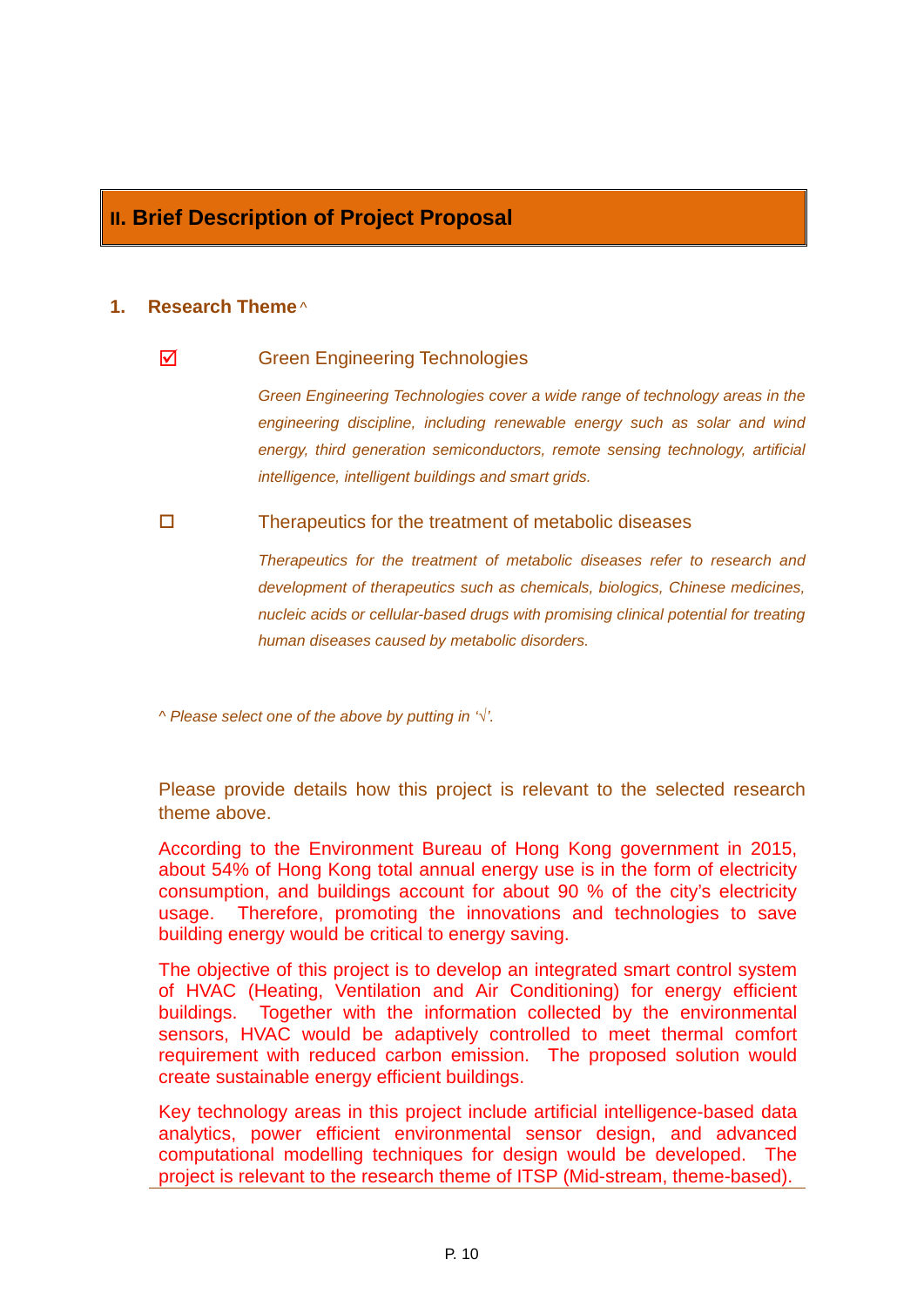## II. Brief Description of Project Proposal

### 1. Research Theme ^

☑ Green Engineering Technologies

*Green Engineering Technologies cover a wide range of technology areas in the engineering discipline, including renewable energy such as solar and wind energy, third generation semiconductors, remote sensing technology, artificial intelligence, intelligent buildings and smart grids.*

☐ Therapeutics for the treatment of metabolic diseases

*Therapeutics for the treatment of metabolic diseases refer to research and development of therapeutics such as chemicals, biologics, Chinese medicines, nucleic acids or cellular-based drugs with promising clinical potential for treating human diseases caused by metabolic disorders.*

*^ Please select one of the above by putting in '√'.*

Please provide details how this project is relevant to the selected research theme above.

According to the Environment Bureau of Hong Kong government in 2015, about 54% of Hong Kong total annual energy use is in the form of electricity consumption, and buildings account for about 90 % of the city's electricity usage. Therefore, promoting the innovations and technologies to save building energy would be critical to energy saving.

The objective of this project is to develop an integrated smart control system of HVAC (Heating, Ventilation and Air Conditioning) for energy efficient buildings. Together with the information collected by the environmental sensors, HVAC would be adaptively controlled to meet thermal comfort requirement with reduced carbon emission. The proposed solution would create sustainable energy efficient buildings.

Key technology areas in this project include artificial intelligence-based data analytics, power efficient environmental sensor design, and advanced computational modelling techniques for design would be developed. The project is relevant to the research theme of ITSP (Mid-stream, theme-based).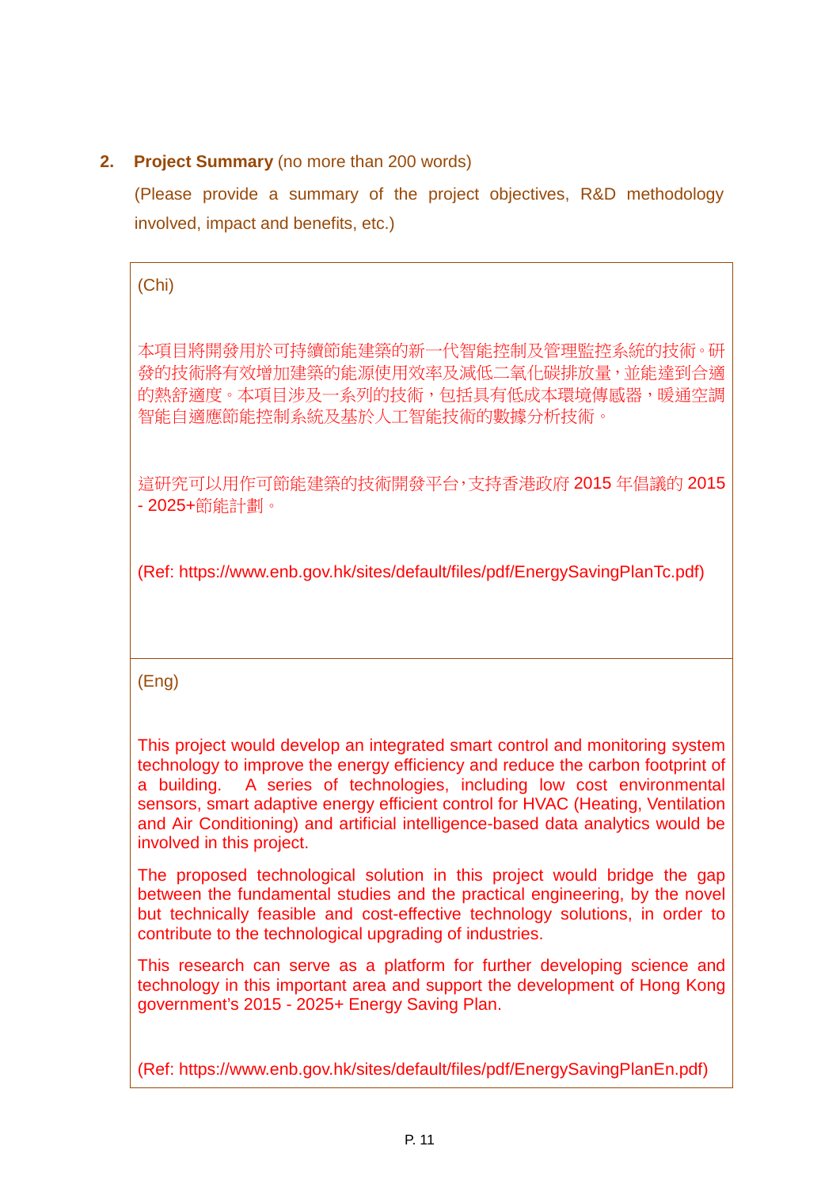**2. Project Summary** (no more than 200 words)

(Please provide a summary of the project objectives, R&D methodology involved, impact and benefits, etc.)

(Chi)

本項目將開發用於可持續節能建築的新一代智能控制及管理監控系統的技術。研發的技術將有效增加建築的能源使用效率及減低二氧化碳排放量，並能達到合適的熱舒適度。本項目涉及一系列的技術，包括具有低成本環境傳感器，暖通空調智能自適應節能控制系統及基於人工智能技術的數據分析技術。

這研究可以用作可節能建築的技術開發平台，支持香港政府 2015 年倡議的 2015 - 2025+節能計劃。

(Ref: https://www.enb.gov.hk/sites/default/files/pdf/EnergySavingPlanTc.pdf)

(Eng)

This project would develop an integrated smart control and monitoring system technology to improve the energy efficiency and reduce the carbon footprint of a building. A series of technologies, including low cost environmental sensors, smart adaptive energy efficient control for HVAC (Heating, Ventilation and Air Conditioning) and artificial intelligence-based data analytics would be involved in this project.

The proposed technological solution in this project would bridge the gap between the fundamental studies and the practical engineering, by the novel but technically feasible and cost-effective technology solutions, in order to contribute to the technological upgrading of industries.

This research can serve as a platform for further developing science and technology in this important area and support the development of Hong Kong government's 2015 - 2025+ Energy Saving Plan.

(Ref: https://www.enb.gov.hk/sites/default/files/pdf/EnergySavingPlanEn.pdf)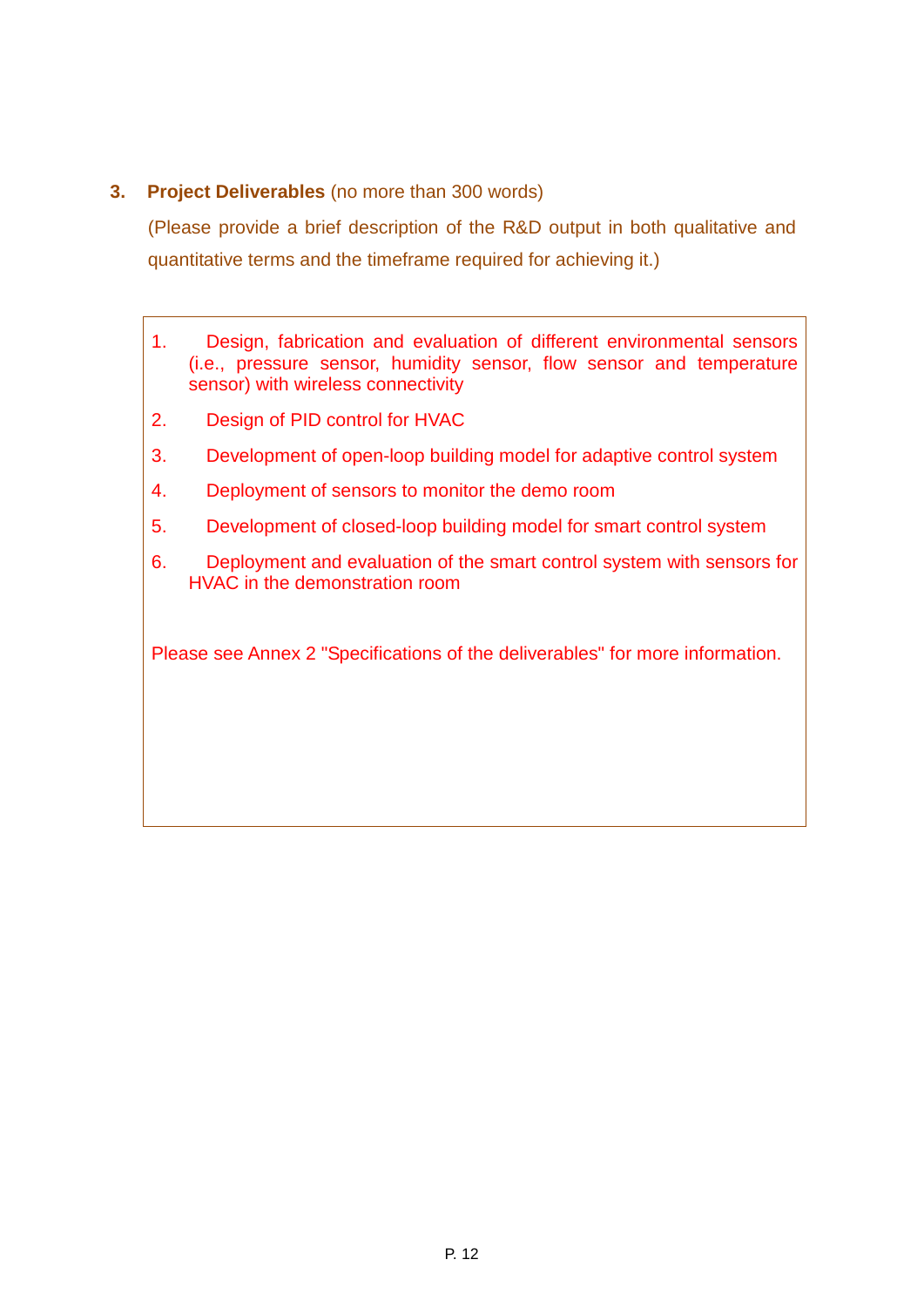### 3. **Project Deliverables** (no more than 300 words)

(Please provide a brief description of the R&D output in both qualitative and quantitative terms and the timeframe required for achieving it.)

1. Design, fabrication and evaluation of different environmental sensors (i.e., pressure sensor, humidity sensor, flow sensor and temperature sensor) with wireless connectivity
2. Design of PID control for HVAC
3. Development of open-loop building model for adaptive control system
4. Deployment of sensors to monitor the demo room
5. Development of closed-loop building model for smart control system
6. Deployment and evaluation of the smart control system with sensors for HVAC in the demonstration room

Please see Annex 2 "Specifications of the deliverables" for more information.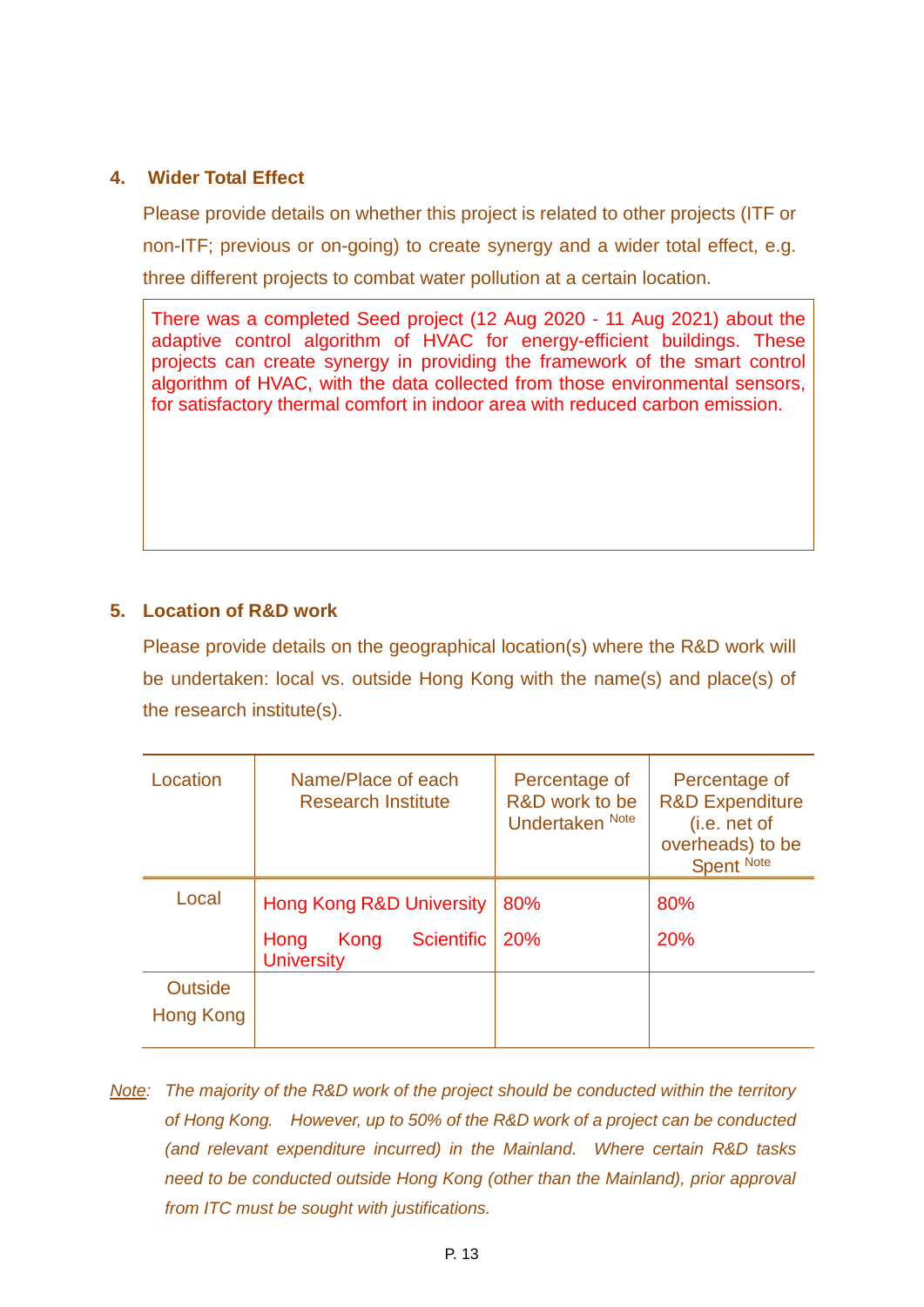## 4. Wider Total Effect

Please provide details on whether this project is related to other projects (ITF or non-ITF; previous or on-going) to create synergy and a wider total effect, e.g. three different projects to combat water pollution at a certain location.

There was a completed Seed project (12 Aug 2020 - 11 Aug 2021) about the adaptive control algorithm of HVAC for energy-efficient buildings. These projects can create synergy in providing the framework of the smart control algorithm of HVAC, with the data collected from those environmental sensors, for satisfactory thermal comfort in indoor area with reduced carbon emission.

## 5. Location of R&D work

Please provide details on the geographical location(s) where the R&D work will be undertaken: local vs. outside Hong Kong with the name(s) and place(s) of the research institute(s).

| Location | Name/Place of each Research Institute | Percentage of R&D work to be Undertaken [Note] | Percentage of R&D Expenditure (i.e. net of overheads) to be Spent [Note] |
|---|---|---|---|
| Local | Hong Kong R&D University | 80% | 80% |
| | Hong Kong Scientific University | 20% | 20% |
| Outside Hong Kong | | | |

*Note: The majority of the R&D work of the project should be conducted within the territory of Hong Kong. However, up to 50% of the R&D work of a project can be conducted (and relevant expenditure incurred) in the Mainland. Where certain R&D tasks need to be conducted outside Hong Kong (other than the Mainland), prior approval from ITC must be sought with justifications.*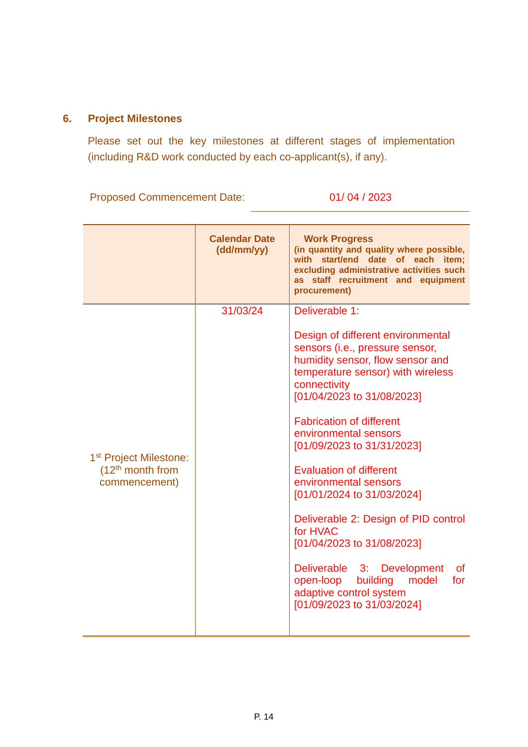## 6. Project Milestones

Please set out the key milestones at different stages of implementation (including R&D work conducted by each co-applicant(s), if any).

Proposed Commencement Date: 01/ 04 / 2023

| | Calendar Date (dd/mm/yy) | Work Progress (in quantity and quality where possible, with start/end date of each item; excluding administrative activities such as staff recruitment and equipment procurement) |
|---|---|---|
| 1st Project Milestone: (12th month from commencement) | 31/03/24 | Deliverable 1:<br><br>Design of different environmental sensors (i.e., pressure sensor, humidity sensor, flow sensor and temperature sensor) with wireless connectivity [01/04/2023 to 31/08/2023]<br><br>Fabrication of different environmental sensors [01/09/2023 to 31/31/2023]<br><br>Evaluation of different environmental sensors [01/01/2024 to 31/03/2024]<br><br>Deliverable 2: Design of PID control for HVAC [01/04/2023 to 31/08/2023]<br><br>Deliverable 3: Development of open-loop building model for adaptive control system [01/09/2023 to 31/03/2024] |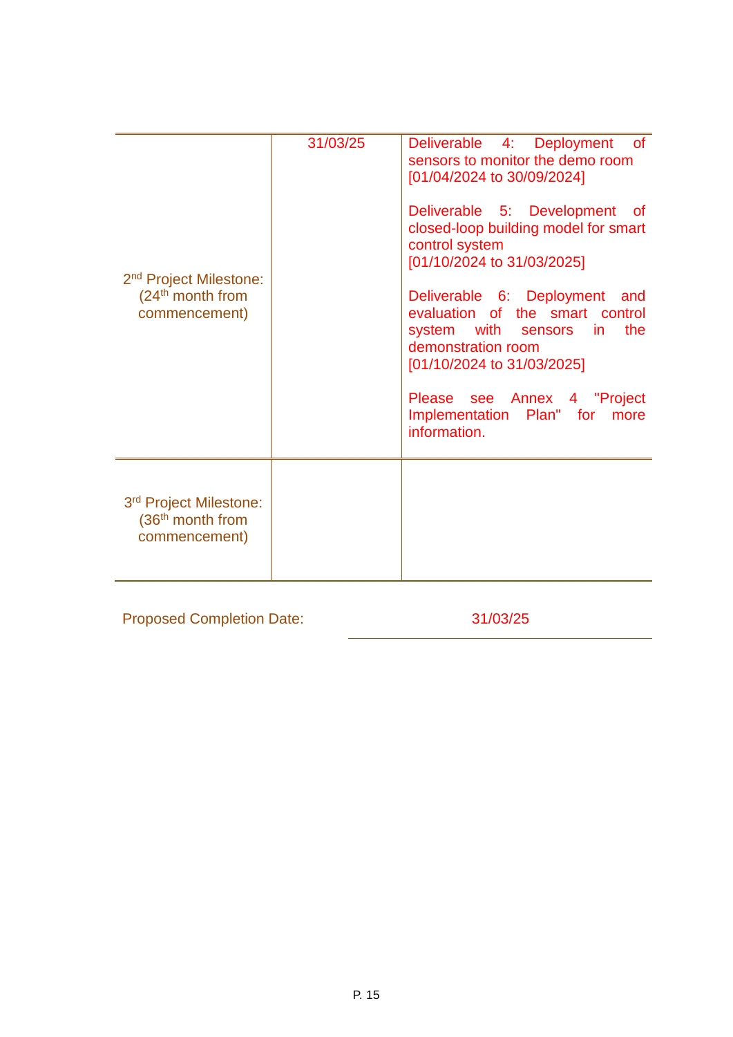| | | |
|---|---|---|
| 2nd Project Milestone: (24th month from commencement) | 31/03/25 | Deliverable 4: Deployment of sensors to monitor the demo room [01/04/2024 to 30/09/2024]<br><br>Deliverable 5: Development of closed-loop building model for smart control system [01/10/2024 to 31/03/2025]<br><br>Deliverable 6: Deployment and evaluation of the smart control system with sensors in the demonstration room [01/10/2024 to 31/03/2025]<br><br>Please see Annex 4 "Project Implementation Plan" for more information. |
| 3rd Project Milestone: (36th month from commencement) | | |

Proposed Completion Date: 31/03/25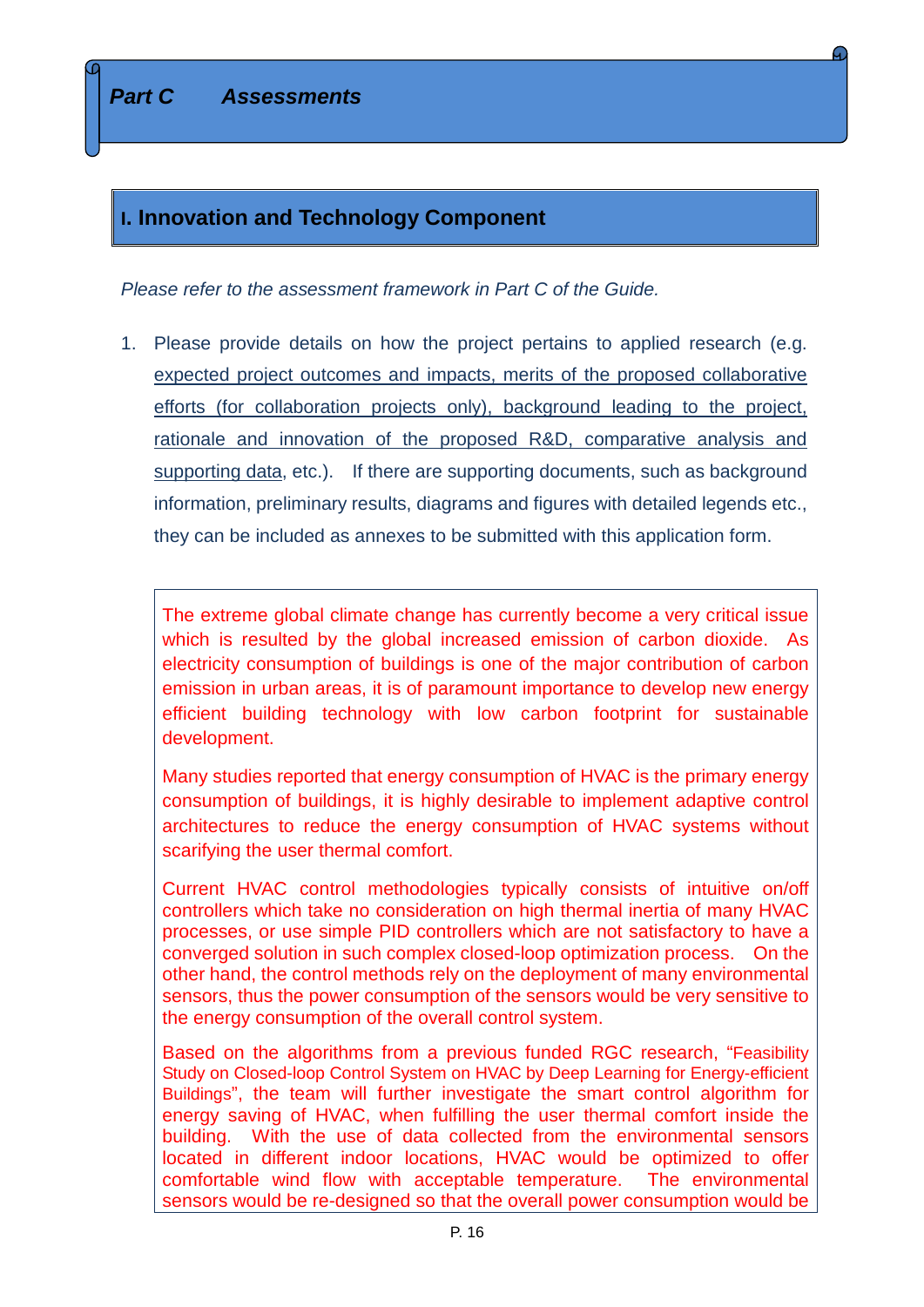# Part C Assessments

## I. Innovation and Technology Component

*Please refer to the assessment framework in Part C of the Guide.*

1. Please provide details on how the project pertains to applied research (e.g. expected project outcomes and impacts, merits of the proposed collaborative efforts (for collaboration projects only), background leading to the project, rationale and innovation of the proposed R&D, comparative analysis and supporting data, etc.). If there are supporting documents, such as background information, preliminary results, diagrams and figures with detailed legends etc., they can be included as annexes to be submitted with this application form.

The extreme global climate change has currently become a very critical issue which is resulted by the global increased emission of carbon dioxide. As electricity consumption of buildings is one of the major contribution of carbon emission in urban areas, it is of paramount importance to develop new energy efficient building technology with low carbon footprint for sustainable development.

Many studies reported that energy consumption of HVAC is the primary energy consumption of buildings, it is highly desirable to implement adaptive control architectures to reduce the energy consumption of HVAC systems without scarifying the user thermal comfort.

Current HVAC control methodologies typically consists of intuitive on/off controllers which take no consideration on high thermal inertia of many HVAC processes, or use simple PID controllers which are not satisfactory to have a converged solution in such complex closed-loop optimization process. On the other hand, the control methods rely on the deployment of many environmental sensors, thus the power consumption of the sensors would be very sensitive to the energy consumption of the overall control system.

Based on the algorithms from a previous funded RGC research, "Feasibility Study on Closed-loop Control System on HVAC by Deep Learning for Energy-efficient Buildings", the team will further investigate the smart control algorithm for energy saving of HVAC, when fulfilling the user thermal comfort inside the building. With the use of data collected from the environmental sensors located in different indoor locations, HVAC would be optimized to offer comfortable wind flow with acceptable temperature. The environmental sensors would be re-designed so that the overall power consumption would be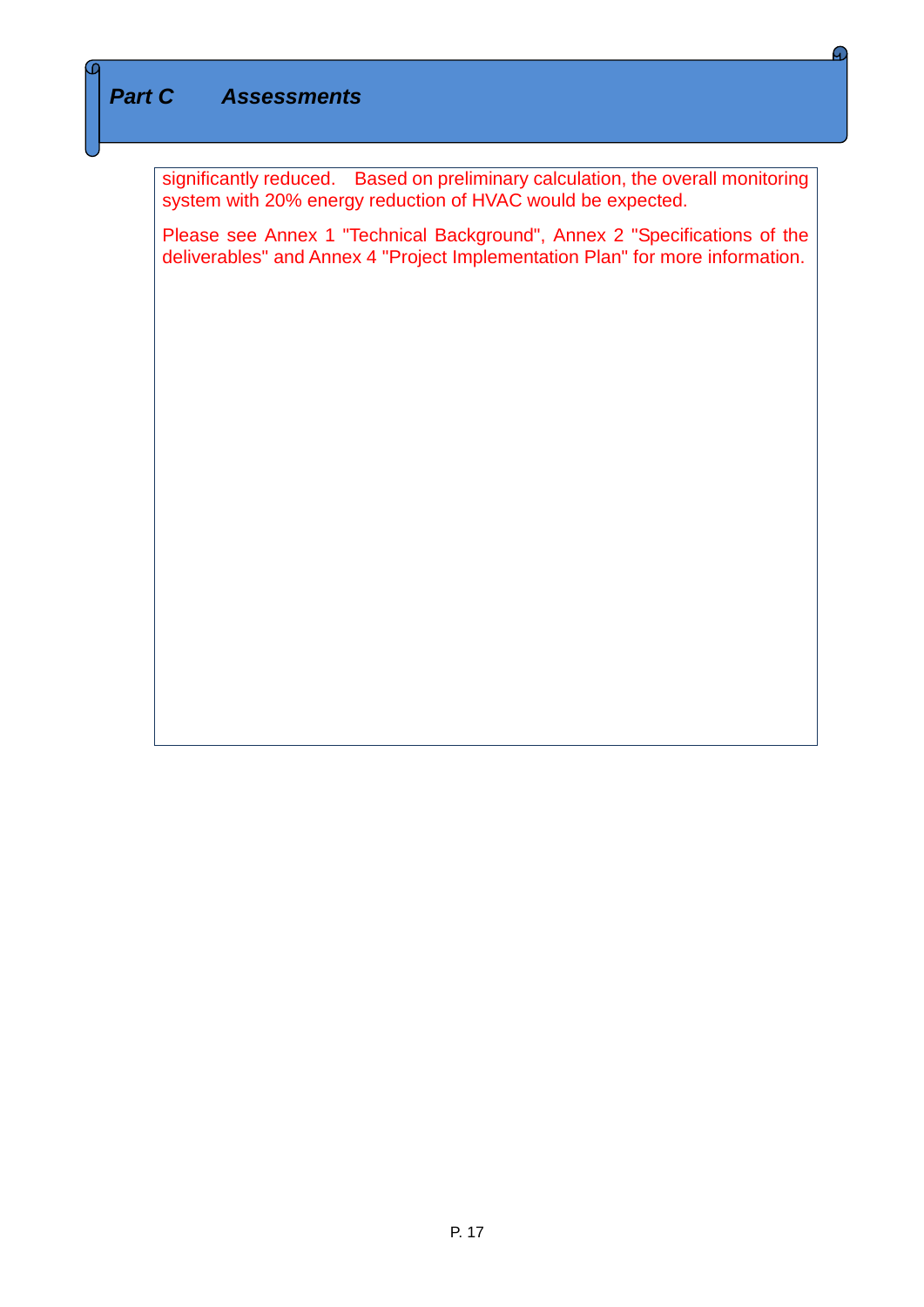## *Part C Assessments*

significantly reduced. Based on preliminary calculation, the overall monitoring system with 20% energy reduction of HVAC would be expected.

Please see Annex 1 "Technical Background", Annex 2 "Specifications of the deliverables" and Annex 4 "Project Implementation Plan" for more information.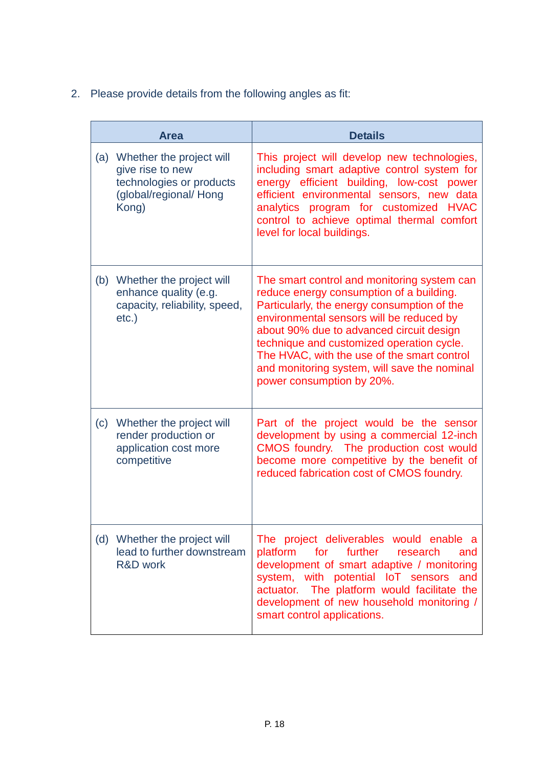2. Please provide details from the following angles as fit:

| Area | Details |
|---|---|
| (a) Whether the project will give rise to new technologies or products (global/regional/ Hong Kong) | This project will develop new technologies, including smart adaptive control system for energy efficient building, low-cost power efficient environmental sensors, new data analytics program for customized HVAC control to achieve optimal thermal comfort level for local buildings. |
| (b) Whether the project will enhance quality (e.g. capacity, reliability, speed, etc.) | The smart control and monitoring system can reduce energy consumption of a building. Particularly, the energy consumption of the environmental sensors will be reduced by about 90% due to advanced circuit design technique and customized operation cycle. The HVAC, with the use of the smart control and monitoring system, will save the nominal power consumption by 20%. |
| (c) Whether the project will render production or application cost more competitive | Part of the project would be the sensor development by using a commercial 12-inch CMOS foundry. The production cost would become more competitive by the benefit of reduced fabrication cost of CMOS foundry. |
| (d) Whether the project will lead to further downstream R&D work | The project deliverables would enable a platform for further research and development of smart adaptive / monitoring system, with potential IoT sensors and actuator. The platform would facilitate the development of new household monitoring / smart control applications. |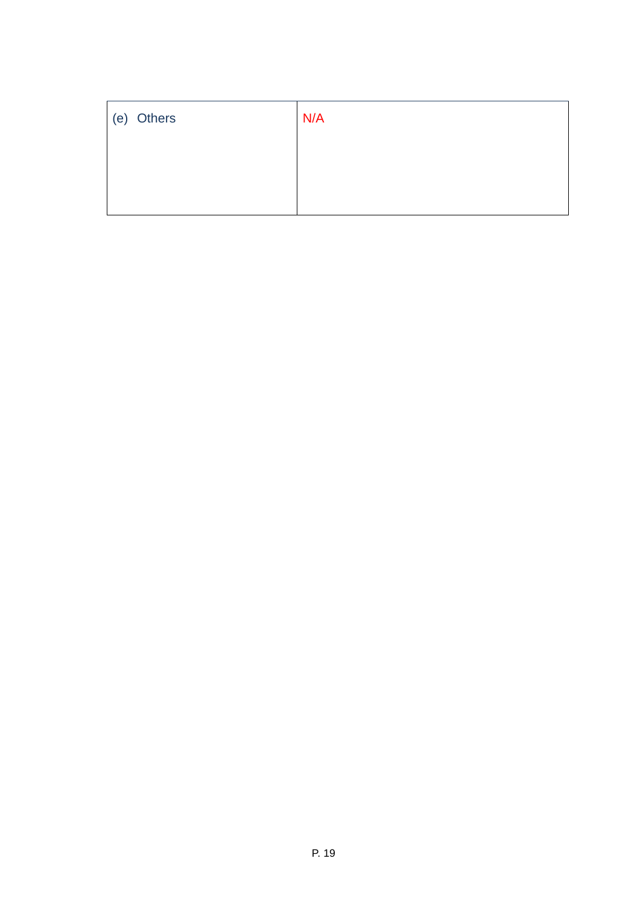| (e) Others | N/A |
|---|---|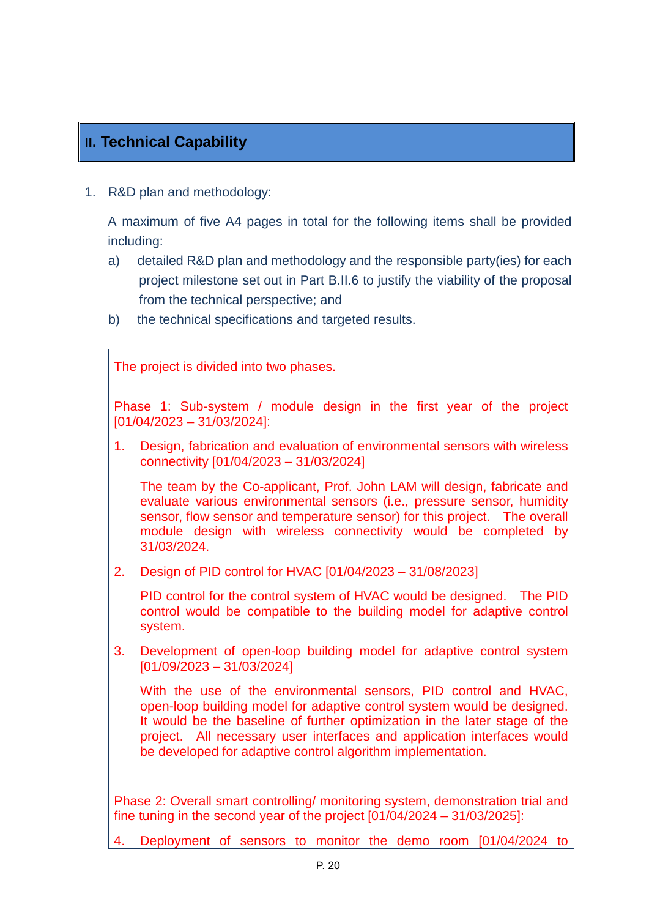## II. Technical Capability

1. R&D plan and methodology:

   A maximum of five A4 pages in total for the following items shall be provided including:

   a) detailed R&D plan and methodology and the responsible party(ies) for each project milestone set out in Part B.II.6 to justify the viability of the proposal from the technical perspective; and

   b) the technical specifications and targeted results.

The project is divided into two phases.

Phase 1: Sub-system / module design in the first year of the project [01/04/2023 – 31/03/2024]:

1. Design, fabrication and evaluation of environmental sensors with wireless connectivity [01/04/2023 – 31/03/2024]

   The team by the Co-applicant, Prof. John LAM will design, fabricate and evaluate various environmental sensors (i.e., pressure sensor, humidity sensor, flow sensor and temperature sensor) for this project. The overall module design with wireless connectivity would be completed by 31/03/2024.

2. Design of PID control for HVAC [01/04/2023 – 31/08/2023]

   PID control for the control system of HVAC would be designed. The PID control would be compatible to the building model for adaptive control system.

3. Development of open-loop building model for adaptive control system [01/09/2023 – 31/03/2024]

   With the use of the environmental sensors, PID control and HVAC, open-loop building model for adaptive control system would be designed. It would be the baseline of further optimization in the later stage of the project. All necessary user interfaces and application interfaces would be developed for adaptive control algorithm implementation.

Phase 2: Overall smart controlling/ monitoring system, demonstration trial and fine tuning in the second year of the project [01/04/2024 – 31/03/2025]:

4. Deployment of sensors to monitor the demo room [01/04/2024 to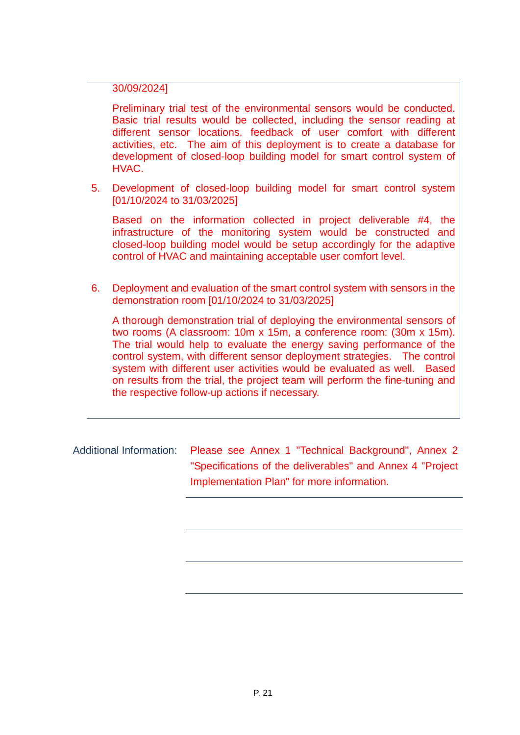30/09/2024]

Preliminary trial test of the environmental sensors would be conducted. Basic trial results would be collected, including the sensor reading at different sensor locations, feedback of user comfort with different activities, etc. The aim of this deployment is to create a database for development of closed-loop building model for smart control system of HVAC.

5. Development of closed-loop building model for smart control system [01/10/2024 to 31/03/2025]

   Based on the information collected in project deliverable #4, the infrastructure of the monitoring system would be constructed and closed-loop building model would be setup accordingly for the adaptive control of HVAC and maintaining acceptable user comfort level.

6. Deployment and evaluation of the smart control system with sensors in the demonstration room [01/10/2024 to 31/03/2025]

   A thorough demonstration trial of deploying the environmental sensors of two rooms (A classroom: 10m x 15m, a conference room: (30m x 15m). The trial would help to evaluate the energy saving performance of the control system, with different sensor deployment strategies. The control system with different user activities would be evaluated as well. Based on results from the trial, the project team will perform the fine-tuning and the respective follow-up actions if necessary.

Additional Information: Please see Annex 1 "Technical Background", Annex 2 "Specifications of the deliverables" and Annex 4 "Project Implementation Plan" for more information.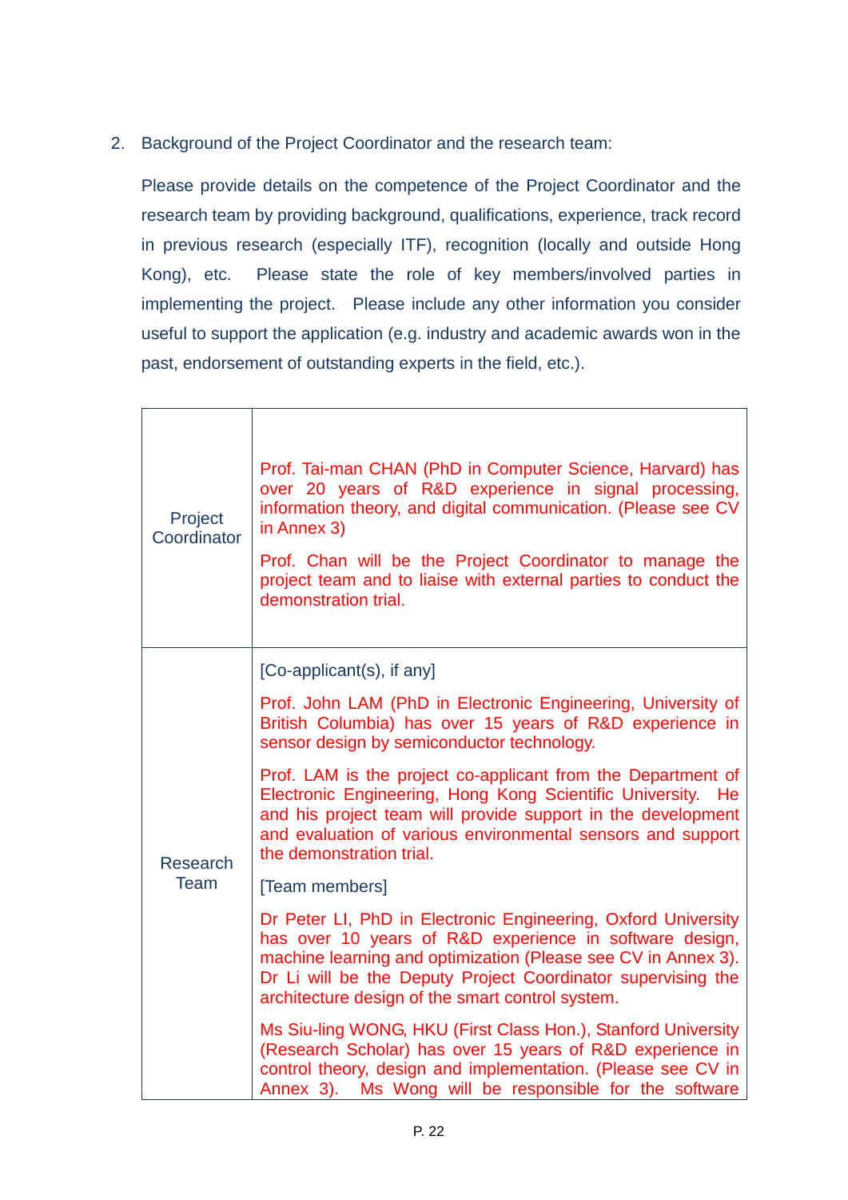2. Background of the Project Coordinator and the research team:

   Please provide details on the competence of the Project Coordinator and the research team by providing background, qualifications, experience, track record in previous research (especially ITF), recognition (locally and outside Hong Kong), etc. Please state the role of key members/involved parties in implementing the project. Please include any other information you consider useful to support the application (e.g. industry and academic awards won in the past, endorsement of outstanding experts in the field, etc.).

| | |
|---|---|
| Project Coordinator | Prof. Tai-man CHAN (PhD in Computer Science, Harvard) has over 20 years of R&D experience in signal processing, information theory, and digital communication. (Please see CV in Annex 3)<br><br>Prof. Chan will be the Project Coordinator to manage the project team and to liaise with external parties to conduct the demonstration trial. |
| Research Team | [Co-applicant(s), if any]<br><br>Prof. John LAM (PhD in Electronic Engineering, University of British Columbia) has over 15 years of R&D experience in sensor design by semiconductor technology.<br><br>Prof. LAM is the project co-applicant from the Department of Electronic Engineering, Hong Kong Scientific University. He and his project team will provide support in the development and evaluation of various environmental sensors and support the demonstration trial.<br><br>[Team members]<br><br>Dr Peter LI, PhD in Electronic Engineering, Oxford University has over 10 years of R&D experience in software design, machine learning and optimization (Please see CV in Annex 3). Dr Li will be the Deputy Project Coordinator supervising the architecture design of the smart control system.<br><br>Ms Siu-ling WONG, HKU (First Class Hon.), Stanford University (Research Scholar) has over 15 years of R&D experience in control theory, design and implementation. (Please see CV in Annex 3). Ms Wong will be responsible for the software |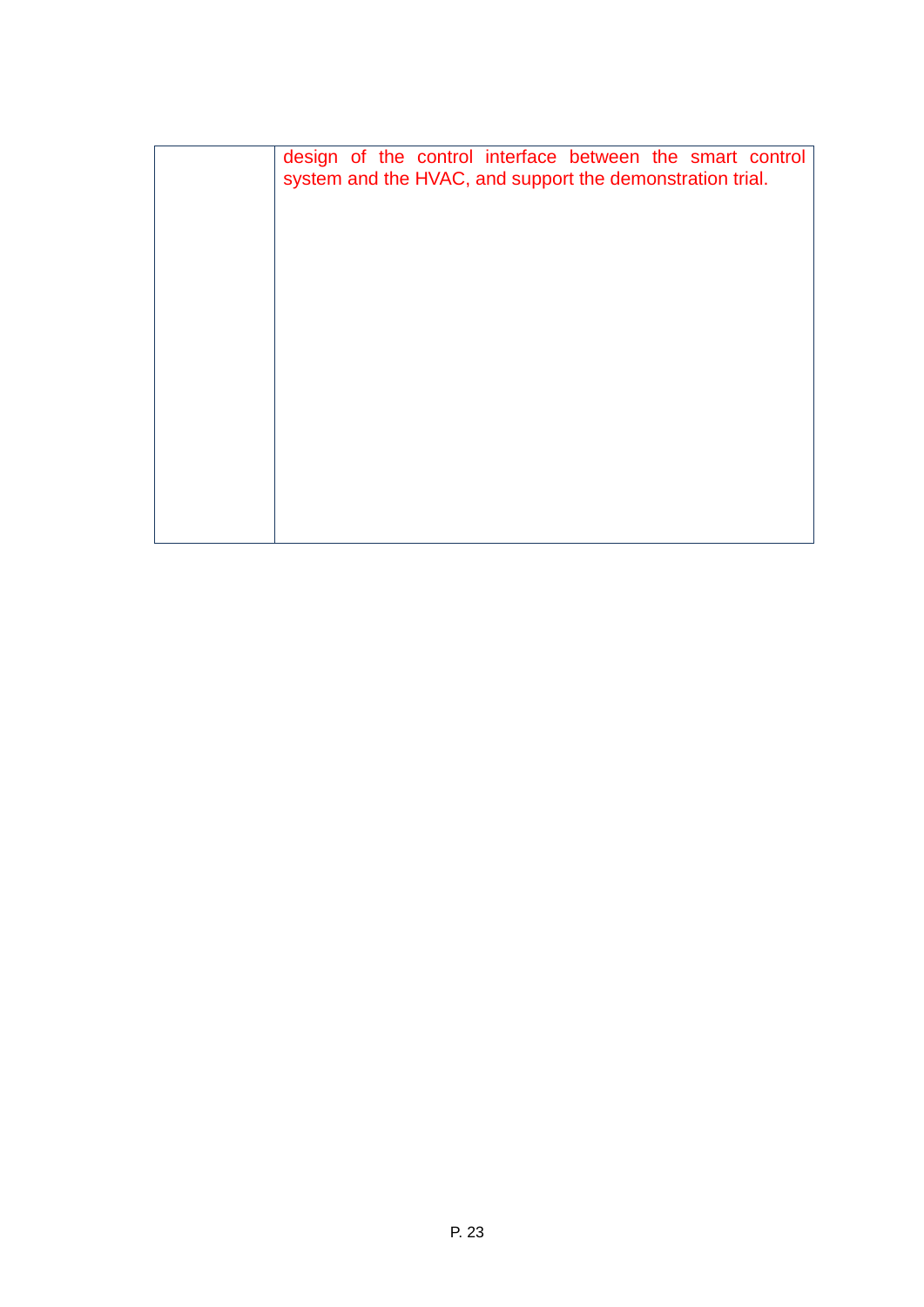|  | design of the control interface between the smart control system and the HVAC, and support the demonstration trial. |
| --- | --- |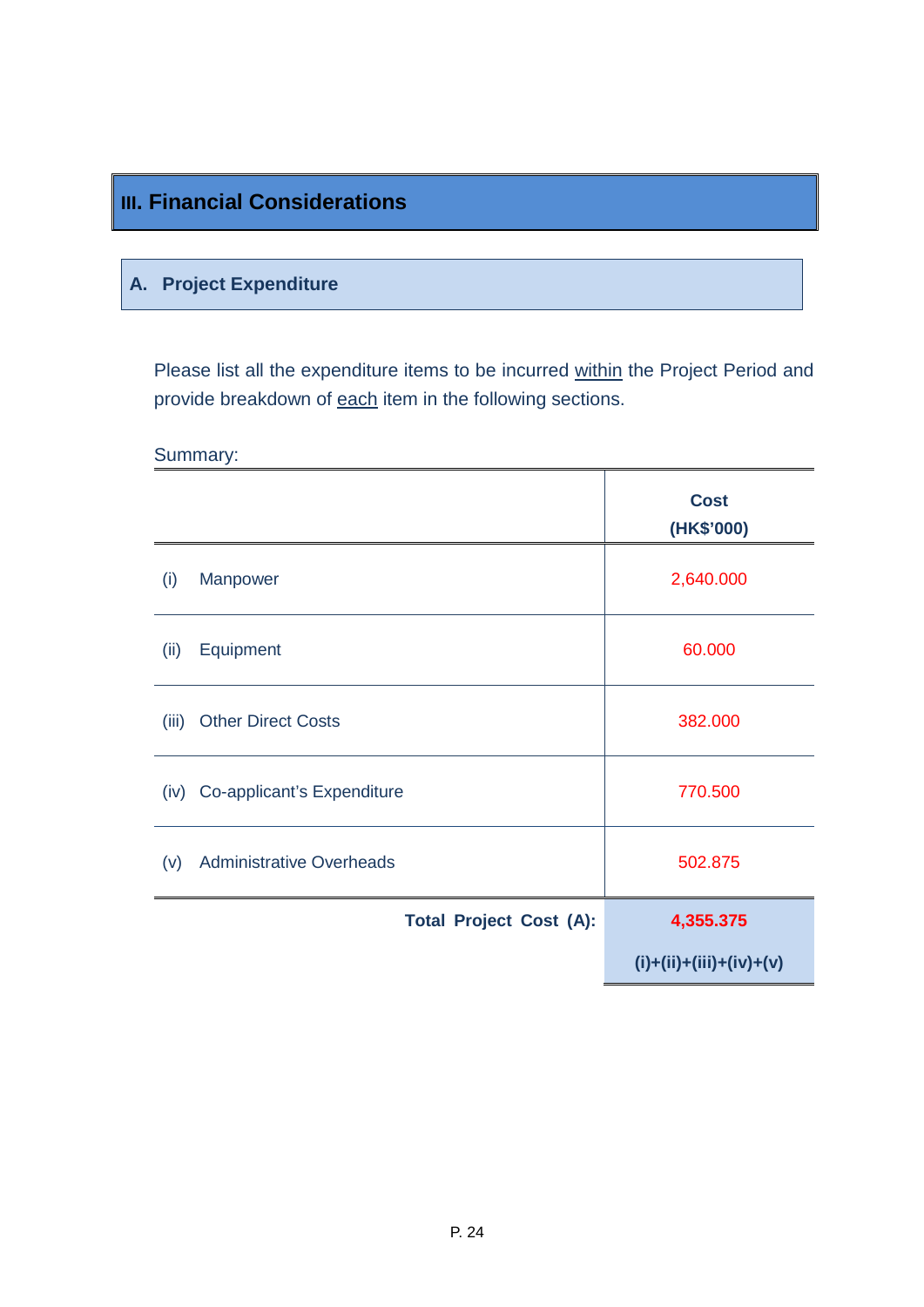# III. Financial Considerations

## A. Project Expenditure

Please list all the expenditure items to be incurred within the Project Period and provide breakdown of each item in the following sections.

Summary:

| | Cost (HK$'000) |
|---|---|
| (i) Manpower | 2,640.000 |
| (ii) Equipment | 60.000 |
| (iii) Other Direct Costs | 382.000 |
| (iv) Co-applicant's Expenditure | 770.500 |
| (v) Administrative Overheads | 502.875 |
| **Total Project Cost (A):** | **4,355.375** **(i)+(ii)+(iii)+(iv)+(v)** |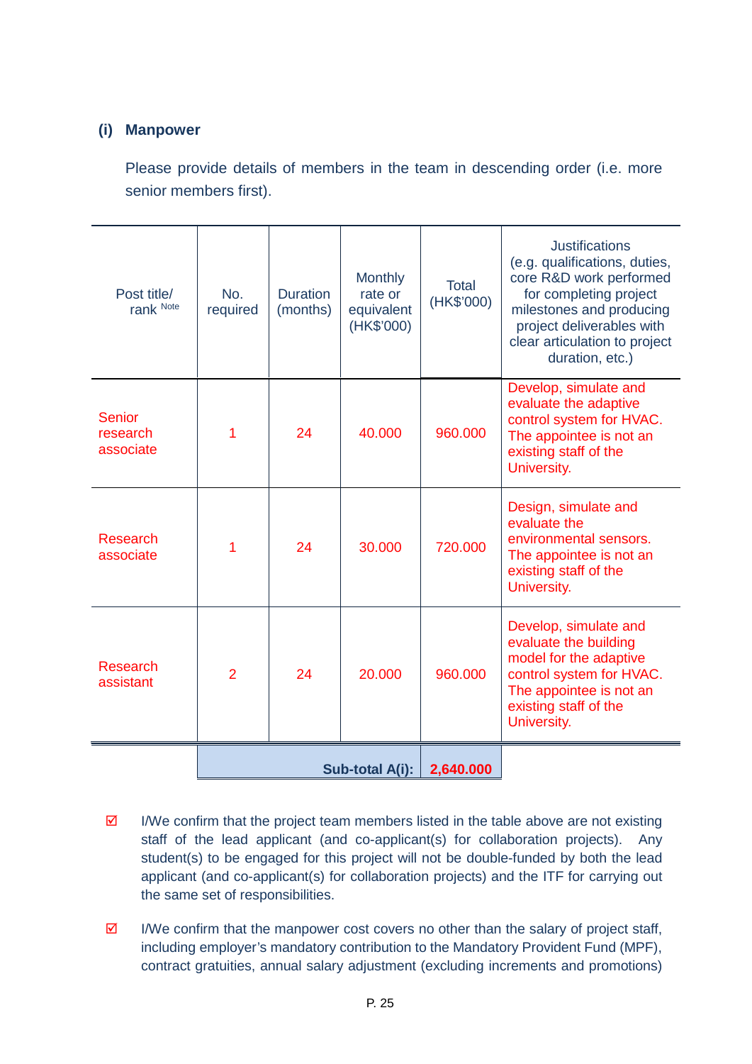### (i) Manpower

Please provide details of members in the team in descending order (i.e. more senior members first).

| Post title/ rank [Note] | No. required | Duration (months) | Monthly rate or equivalent (HK$'000) | Total (HK$'000) | Justifications (e.g. qualifications, duties, core R&D work performed for completing project milestones and producing project deliverables with clear articulation to project duration, etc.) |
|---|---|---|---|---|---|
| Senior research associate | 1 | 24 | 40.000 | 960.000 | Develop, simulate and evaluate the adaptive control system for HVAC. The appointee is not an existing staff of the University. |
| Research associate | 1 | 24 | 30.000 | 720.000 | Design, simulate and evaluate the environmental sensors. The appointee is not an existing staff of the University. |
| Research assistant | 2 | 24 | 20.000 | 960.000 | Develop, simulate and evaluate the building model for the adaptive control system for HVAC. The appointee is not an existing staff of the University. |
| | | | **Sub-total A(i):** | **2,640.000** | |

☑ I/We confirm that the project team members listed in the table above are not existing staff of the lead applicant (and co-applicant(s) for collaboration projects). Any student(s) to be engaged for this project will not be double-funded by both the lead applicant (and co-applicant(s) for collaboration projects) and the ITF for carrying out the same set of responsibilities.

☑ I/We confirm that the manpower cost covers no other than the salary of project staff, including employer's mandatory contribution to the Mandatory Provident Fund (MPF), contract gratuities, annual salary adjustment (excluding increments and promotions)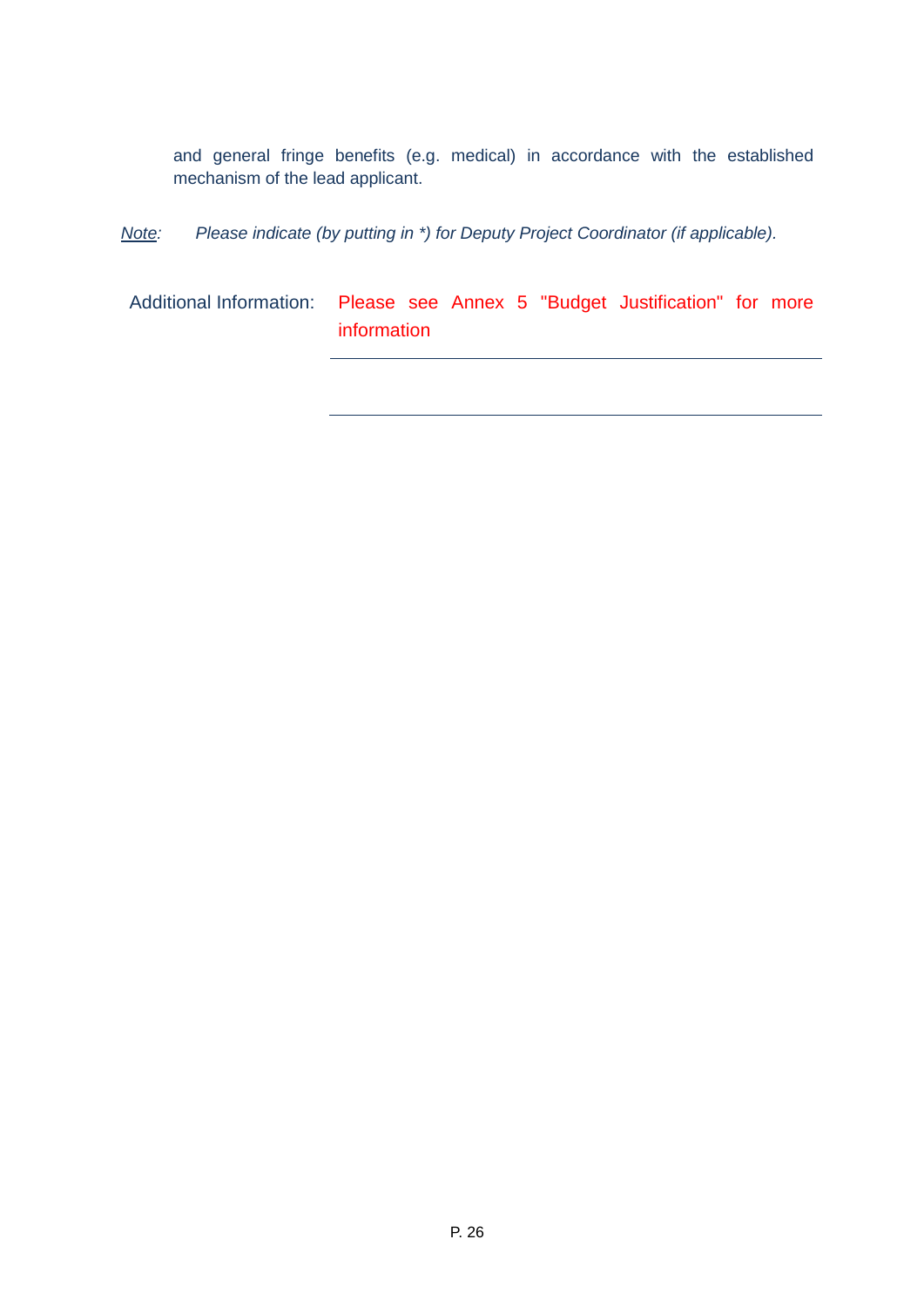and general fringe benefits (e.g. medical) in accordance with the established mechanism of the lead applicant.

*Note: Please indicate (by putting in *) for Deputy Project Coordinator (if applicable).*

Additional Information: Please see Annex 5 "Budget Justification" for more information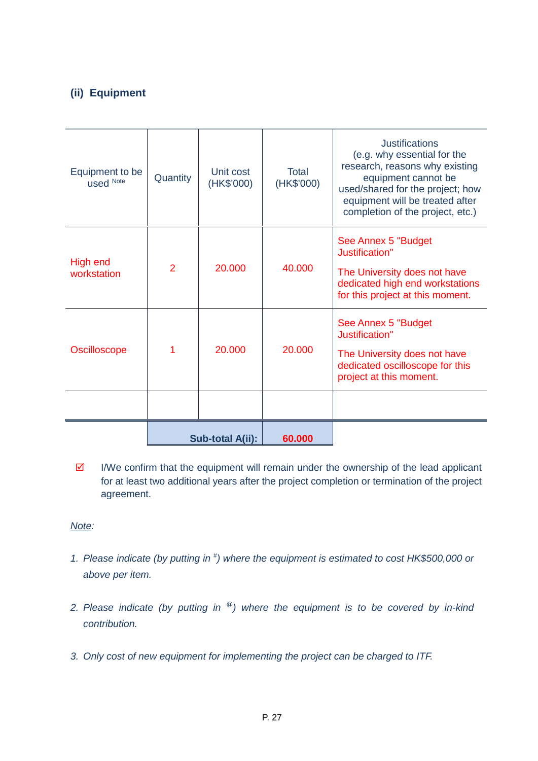### (ii) Equipment

| Equipment to be used [Note] | Quantity | Unit cost (HK$'000) | Total (HK$'000) | Justifications (e.g. why essential for the research, reasons why existing equipment cannot be used/shared for the project; how equipment will be treated after completion of the project, etc.) |
|---|---|---|---|---|
| High end workstation | 2 | 20.000 | 40.000 | See Annex 5 "Budget Justification"<br><br>The University does not have dedicated high end workstations for this project at this moment. |
| Oscilloscope | 1 | 20.000 | 20.000 | See Annex 5 "Budget Justification"<br><br>The University does not have dedicated oscilloscope for this project at this moment. |
| | | | | |
| | Sub-total A(ii): | | **60.000** | |

☑ I/We confirm that the equipment will remain under the ownership of the lead applicant for at least two additional years after the project completion or termination of the project agreement.

*Note:*

1. *Please indicate (by putting in #) where the equipment is estimated to cost HK$500,000 or above per item.*
2. *Please indicate (by putting in @) where the equipment is to be covered by in-kind contribution.*
3. *Only cost of new equipment for implementing the project can be charged to ITF.*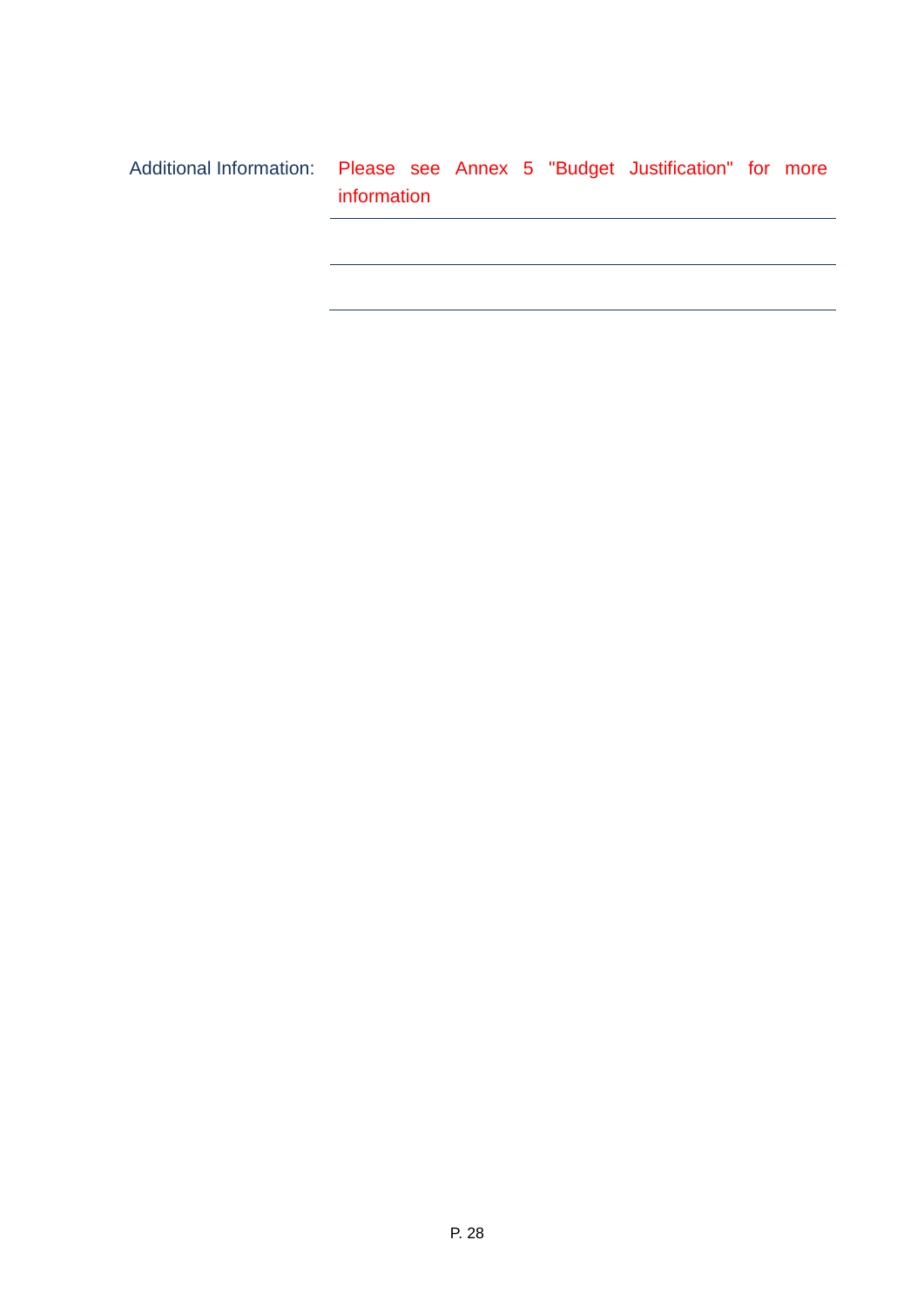Additional Information: Please see Annex 5 "Budget Justification" for more information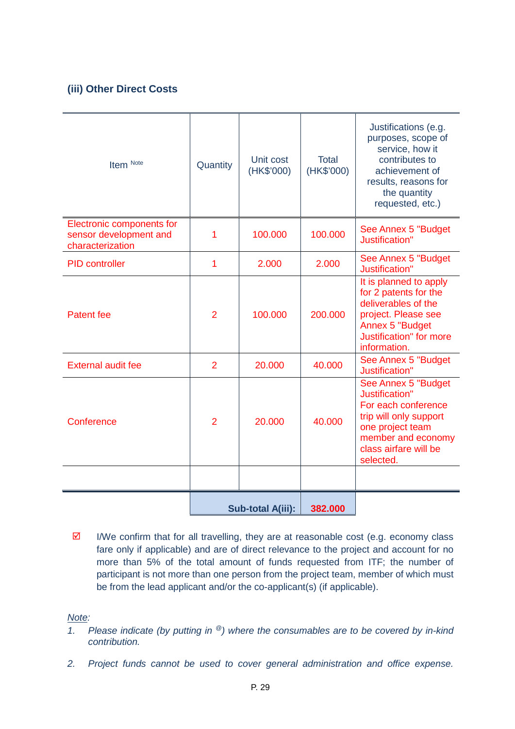### (iii) Other Direct Costs

| Item [Note] | Quantity | Unit cost (HK$'000) | Total (HK$'000) | Justifications (e.g. purposes, scope of service, how it contributes to achievement of results, reasons for the quantity requested, etc.) |
|---|---|---|---|---|
| Electronic components for sensor development and characterization | 1 | 100.000 | 100.000 | See Annex 5 "Budget Justification" |
| PID controller | 1 | 2.000 | 2.000 | See Annex 5 "Budget Justification" |
| Patent fee | 2 | 100.000 | 200.000 | It is planned to apply for 2 patents for the deliverables of the project. Please see Annex 5 "Budget Justification" for more information. |
| External audit fee | 2 | 20.000 | 40.000 | See Annex 5 "Budget Justification" |
| Conference | 2 | 20.000 | 40.000 | See Annex 5 "Budget Justification" For each conference trip will only support one project team member and economy class airfare will be selected. |
| | | | | |
| | | **Sub-total A(iii):** | **382.000** | |

☑ I/We confirm that for all travelling, they are at reasonable cost (e.g. economy class fare only if applicable) and are of direct relevance to the project and account for no more than 5% of the total amount of funds requested from ITF; the number of participant is not more than one person from the project team, member of which must be from the lead applicant and/or the co-applicant(s) (if applicable).

*Note:*

1. *Please indicate (by putting in @) where the consumables are to be covered by in-kind contribution.*
2. *Project funds cannot be used to cover general administration and office expense.*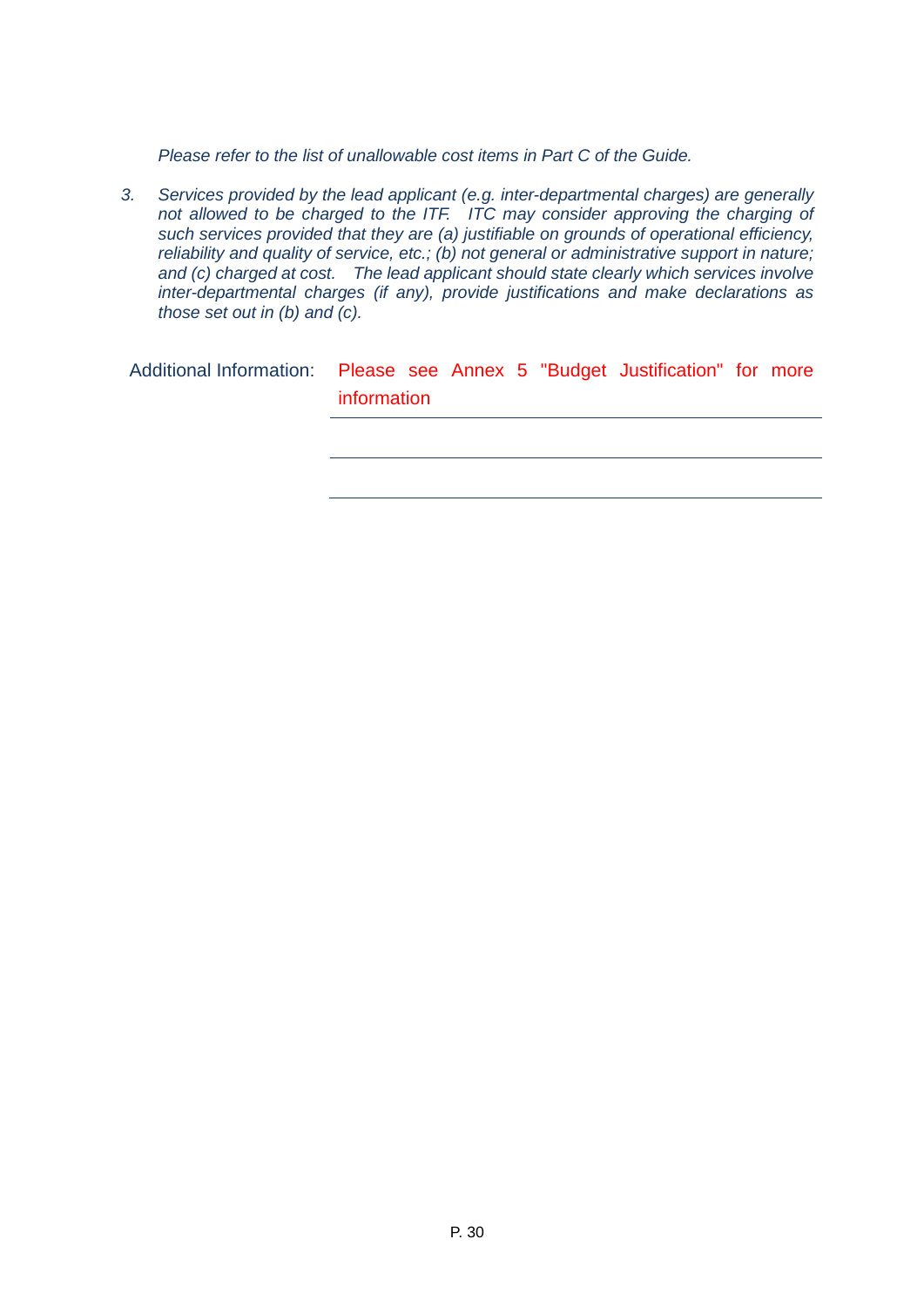*Please refer to the list of unallowable cost items in Part C of the Guide.*

3. *Services provided by the lead applicant (e.g. inter-departmental charges) are generally not allowed to be charged to the ITF. ITC may consider approving the charging of such services provided that they are (a) justifiable on grounds of operational efficiency, reliability and quality of service, etc.; (b) not general or administrative support in nature; and (c) charged at cost. The lead applicant should state clearly which services involve inter-departmental charges (if any), provide justifications and make declarations as those set out in (b) and (c).*

Additional Information: Please see Annex 5 "Budget Justification" for more information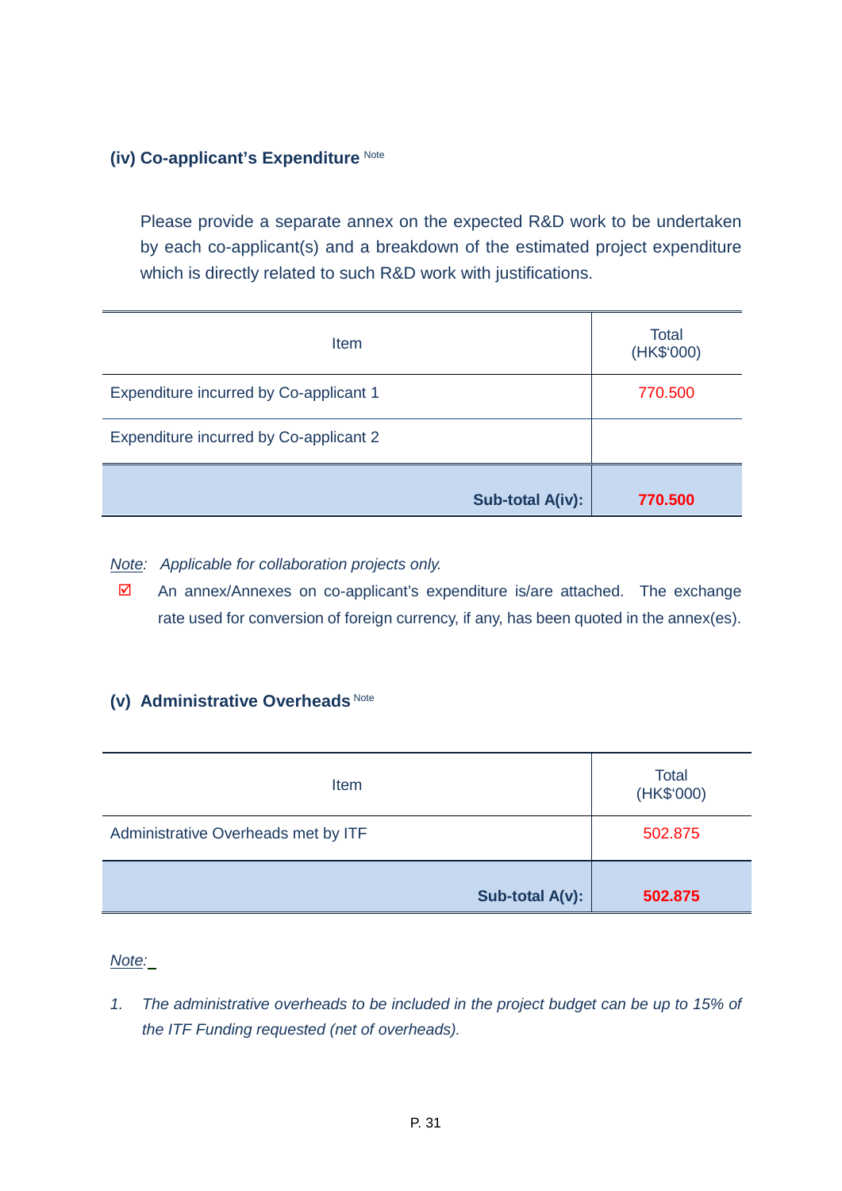### (iv) Co-applicant's Expenditure [Note]

Please provide a separate annex on the expected R&D work to be undertaken by each co-applicant(s) and a breakdown of the estimated project expenditure which is directly related to such R&D work with justifications.

| Item | Total (HK$'000) |
|---|---|
| Expenditure incurred by Co-applicant 1 | 770.500 |
| Expenditure incurred by Co-applicant 2 | |
| **Sub-total A(iv):** | **770.500** |

*Note: Applicable for collaboration projects only.*

☑ An annex/Annexes on co-applicant's expenditure is/are attached. The exchange rate used for conversion of foreign currency, if any, has been quoted in the annex(es).

### (v) Administrative Overheads [Note]

| Item | Total (HK$'000) |
|---|---|
| Administrative Overheads met by ITF | 502.875 |
| **Sub-total A(v):** | **502.875** |

*Note:*

1. *The administrative overheads to be included in the project budget can be up to 15% of the ITF Funding requested (net of overheads).*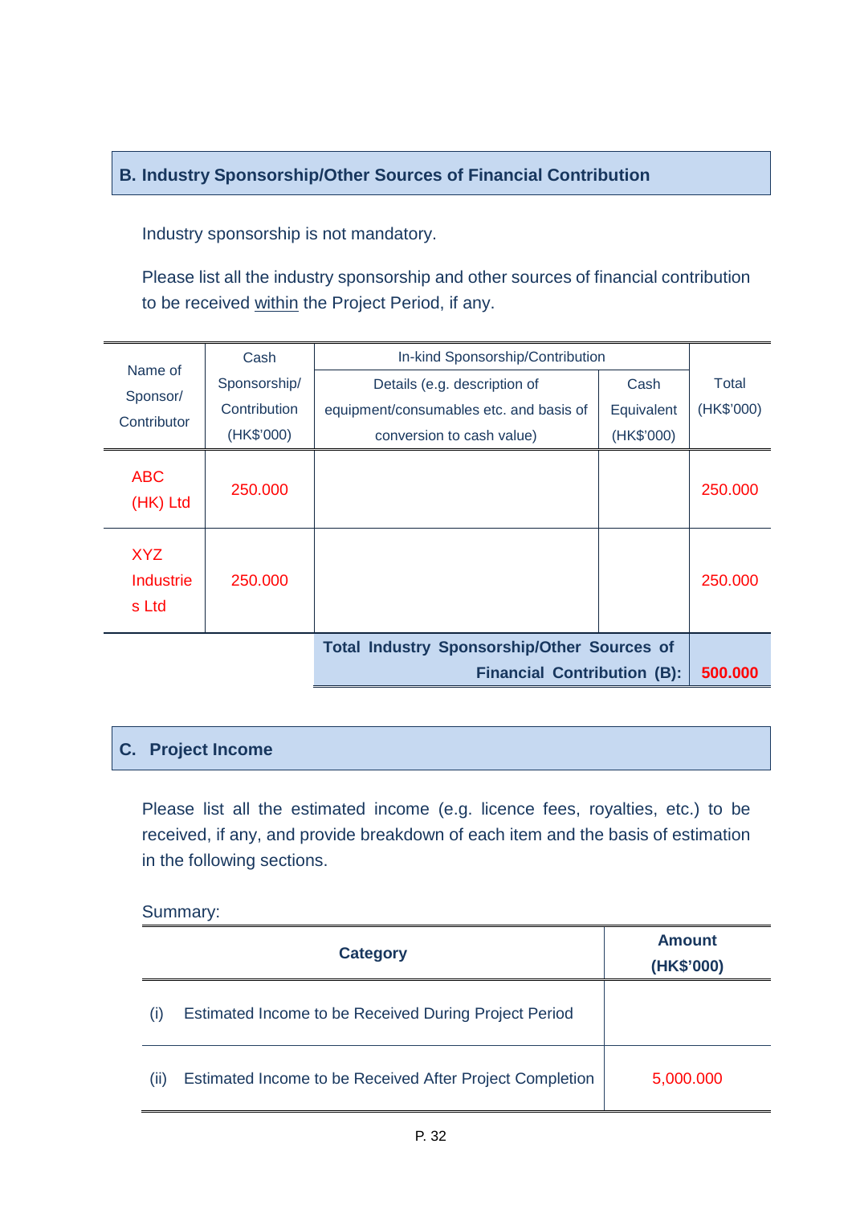## B. Industry Sponsorship/Other Sources of Financial Contribution

Industry sponsorship is not mandatory.

Please list all the industry sponsorship and other sources of financial contribution to be received <u>within</u> the Project Period, if any.

| Name of Sponsor/ Contributor | Cash Sponsorship/ Contribution (HK$'000) | In-kind Sponsorship/Contribution | | Total (HK$'000) |
|---|---|---|---|---|
| | | Details (e.g. description of equipment/consumables etc. and basis of conversion to cash value) | Cash Equivalent (HK$'000) | |
| ABC (HK) Ltd | 250.000 | | | 250.000 |
| XYZ Industries Ltd | 250.000 | | | 250.000 |
| | | **Total Industry Sponsorship/Other Sources of Financial Contribution (B):** | | **500.000** |

## C. Project Income

Please list all the estimated income (e.g. licence fees, royalties, etc.) to be received, if any, and provide breakdown of each item and the basis of estimation in the following sections.

Summary:

| **Category** | **Amount (HK$'000)** |
|---|---|
| (i) Estimated Income to be Received During Project Period | |
| (ii) Estimated Income to be Received After Project Completion | 5,000.000 |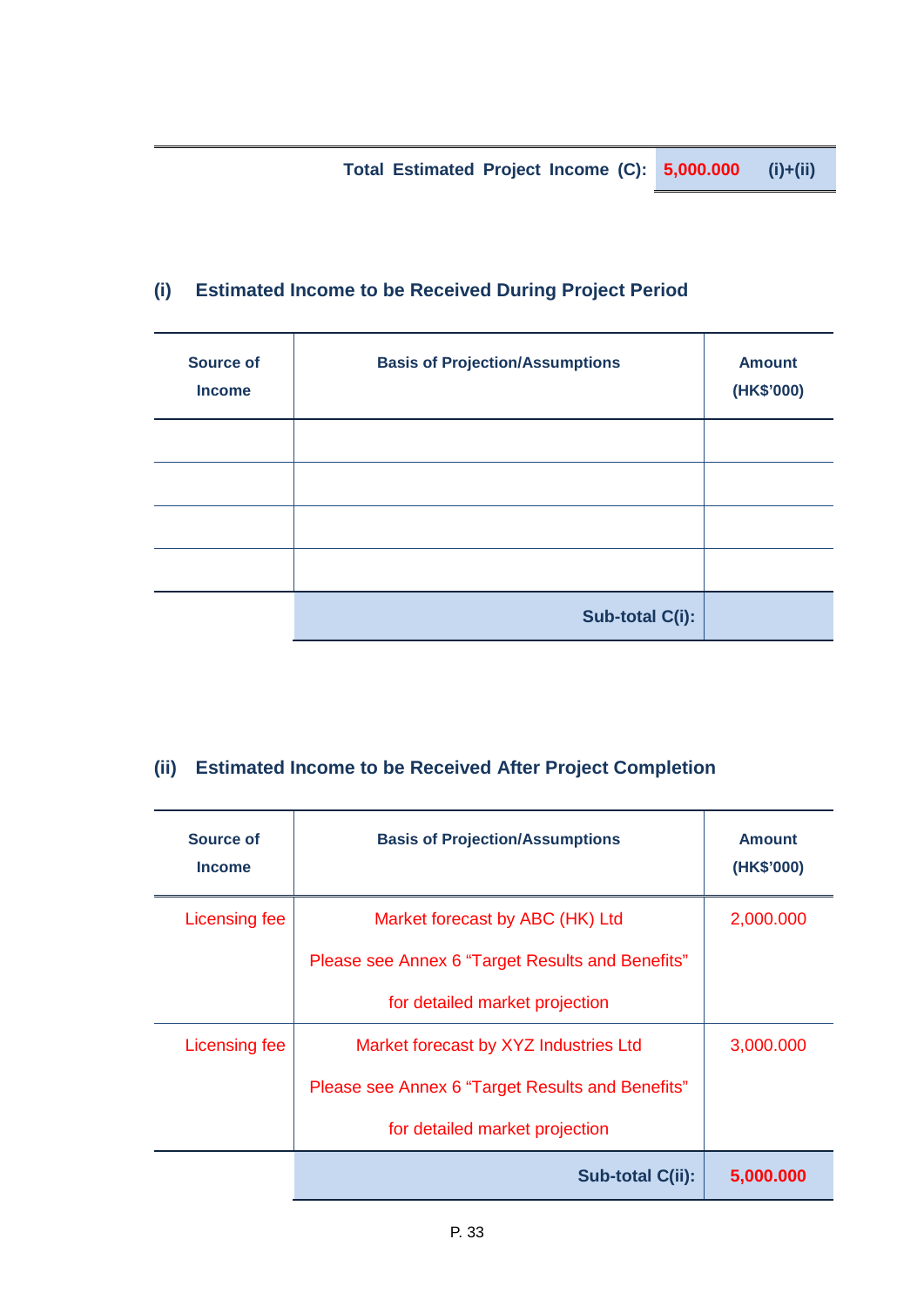| Total Estimated Project Income (C): | 5,000.000 | (i)+(ii) |
|---|---|---|

## (i) Estimated Income to be Received During Project Period

| Source of Income | Basis of Projection/Assumptions | Amount (HK$'000) |
|---|---|---|
| | | |
| | | |
| | | |
| | | |
| | Sub-total C(i): | |

## (ii) Estimated Income to be Received After Project Completion

| Source of Income | Basis of Projection/Assumptions | Amount (HK$'000) |
|---|---|---|
| Licensing fee | Market forecast by ABC (HK) Ltd<br>Please see Annex 6 "Target Results and Benefits" for detailed market projection | 2,000.000 |
| Licensing fee | Market forecast by XYZ Industries Ltd<br>Please see Annex 6 "Target Results and Benefits" for detailed market projection | 3,000.000 |
| | Sub-total C(ii): | 5,000.000 |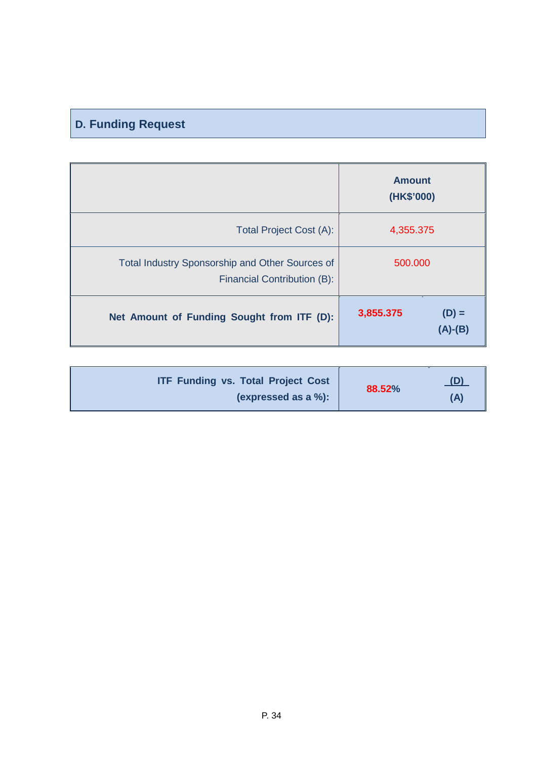## D. Funding Request

| | Amount (HK$'000) | |
|---|---|---|
| Total Project Cost (A): | 4,355.375 | |
| Total Industry Sponsorship and Other Sources of Financial Contribution (B): | 500.000 | |
| **Net Amount of Funding Sought from ITF (D):** | **3,855.375** | **(D) = (A)-(B)** |

| | | |
|---|---|---|
| **ITF Funding vs. Total Project Cost (expressed as a %):** | **88.52%** | **(D) / (A)** |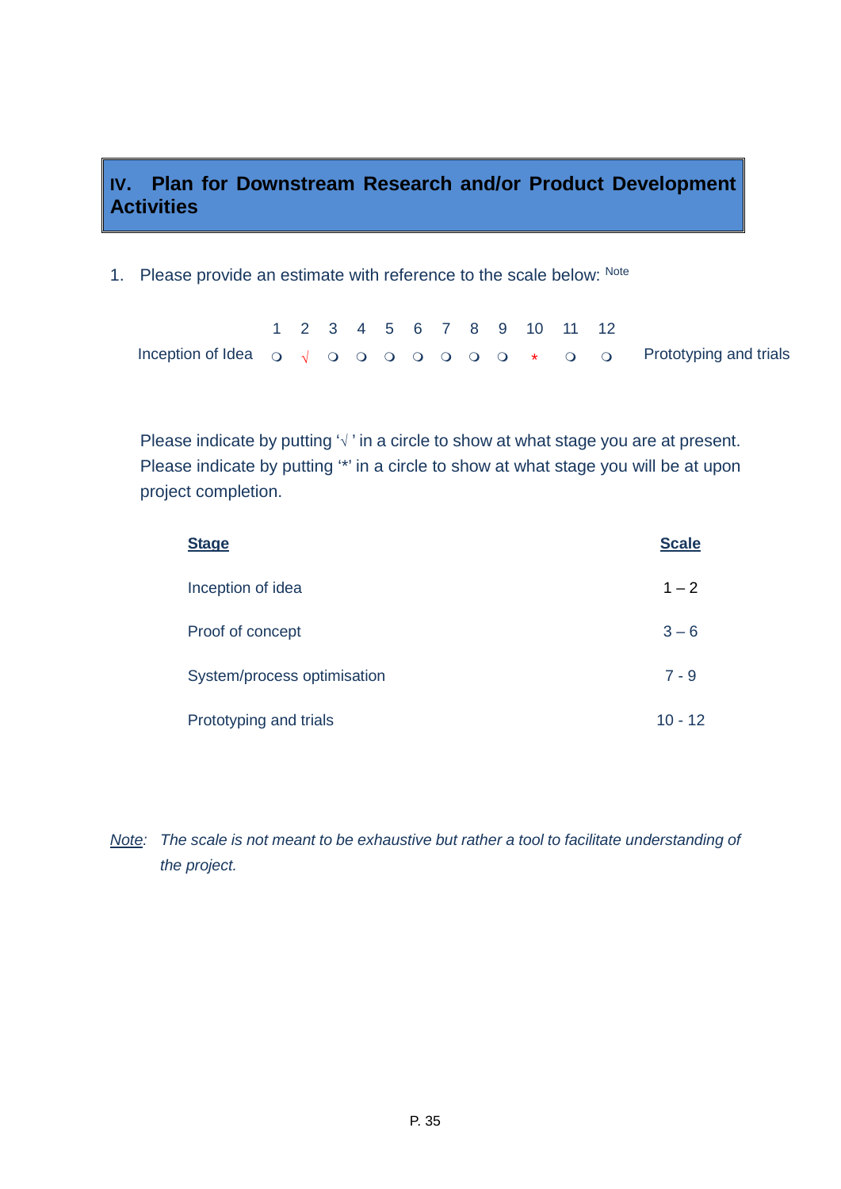## IV. Plan for Downstream Research and/or Product Development Activities

1. Please provide an estimate with reference to the scale below: [Note]

| | 1 | 2 | 3 | 4 | 5 | 6 | 7 | 8 | 9 | 10 | 11 | 12 | |
|---|---|---|---|---|---|---|---|---|---|---|---|---|---|
| Inception of Idea | ❍ | √ | ❍ | ❍ | ❍ | ❍ | ❍ | ❍ | ❍ | * | ❍ | ❍ | Prototyping and trials |

Please indicate by putting '√ ' in a circle to show at what stage you are at present. Please indicate by putting '*' in a circle to show at what stage you will be at upon project completion.

| Stage | Scale |
|---|---|
| Inception of idea | 1 – 2 |
| Proof of concept | 3 – 6 |
| System/process optimisation | 7 - 9 |
| Prototyping and trials | 10 - 12 |

*Note: The scale is not meant to be exhaustive but rather a tool to facilitate understanding of the project.*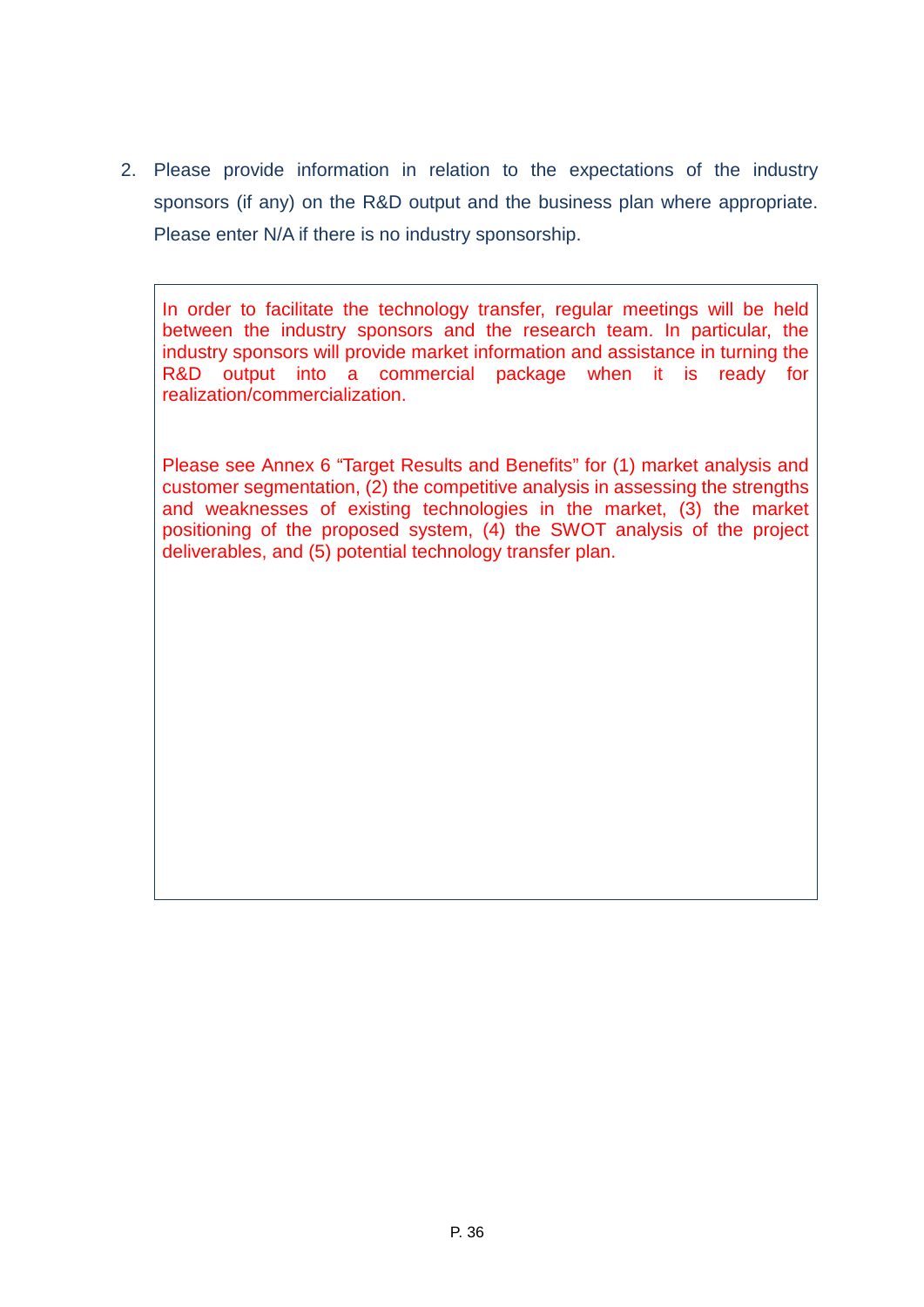2. Please provide information in relation to the expectations of the industry sponsors (if any) on the R&D output and the business plan where appropriate. Please enter N/A if there is no industry sponsorship.

> In order to facilitate the technology transfer, regular meetings will be held between the industry sponsors and the research team. In particular, the industry sponsors will provide market information and assistance in turning the R&D output into a commercial package when it is ready for realization/commercialization.
>
> Please see Annex 6 “Target Results and Benefits” for (1) market analysis and customer segmentation, (2) the competitive analysis in assessing the strengths and weaknesses of existing technologies in the market, (3) the market positioning of the proposed system, (4) the SWOT analysis of the project deliverables, and (5) potential technology transfer plan.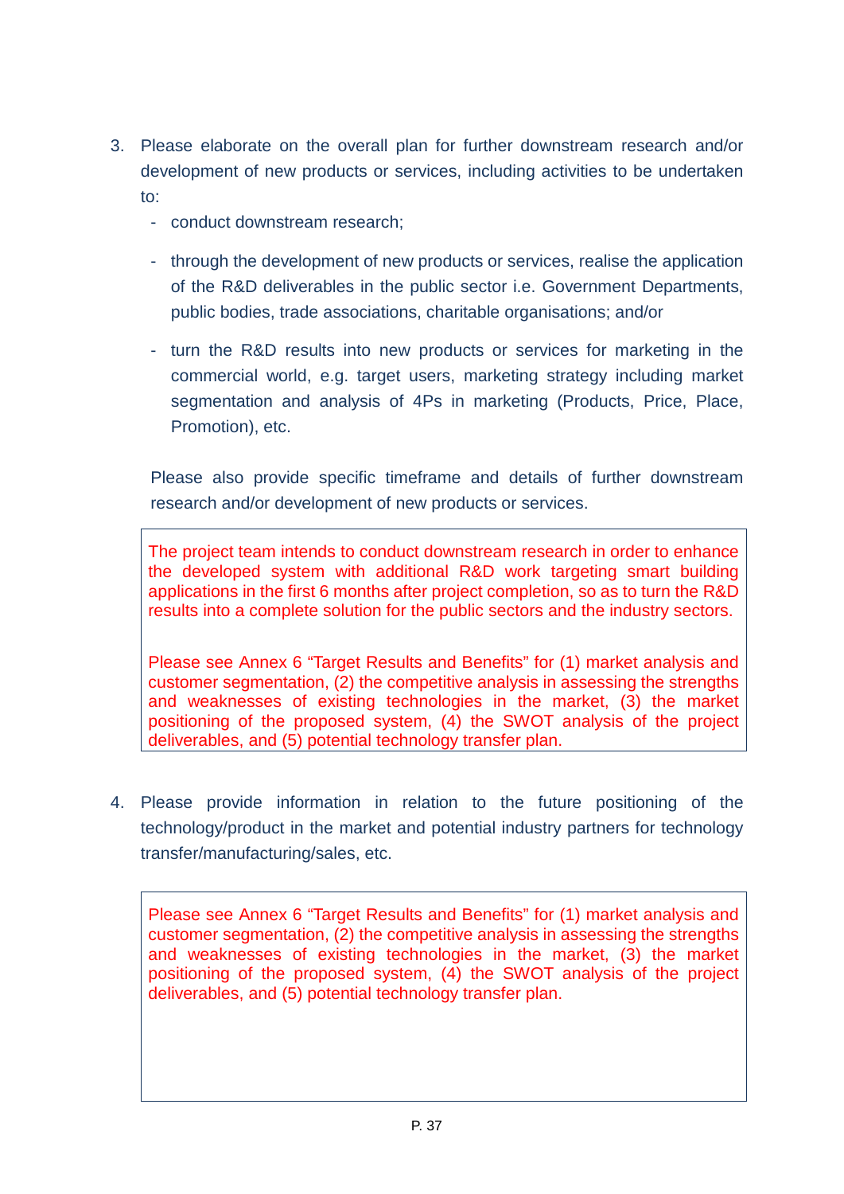3. Please elaborate on the overall plan for further downstream research and/or development of new products or services, including activities to be undertaken to:
   - conduct downstream research;
   - through the development of new products or services, realise the application of the R&D deliverables in the public sector i.e. Government Departments, public bodies, trade associations, charitable organisations; and/or
   - turn the R&D results into new products or services for marketing in the commercial world, e.g. target users, marketing strategy including market segmentation and analysis of 4Ps in marketing (Products, Price, Place, Promotion), etc.

   Please also provide specific timeframe and details of further downstream research and/or development of new products or services.

   The project team intends to conduct downstream research in order to enhance the developed system with additional R&D work targeting smart building applications in the first 6 months after project completion, so as to turn the R&D results into a complete solution for the public sectors and the industry sectors.

   Please see Annex 6 "Target Results and Benefits" for (1) market analysis and customer segmentation, (2) the competitive analysis in assessing the strengths and weaknesses of existing technologies in the market, (3) the market positioning of the proposed system, (4) the SWOT analysis of the project deliverables, and (5) potential technology transfer plan.

4. Please provide information in relation to the future positioning of the technology/product in the market and potential industry partners for technology transfer/manufacturing/sales, etc.

   Please see Annex 6 "Target Results and Benefits" for (1) market analysis and customer segmentation, (2) the competitive analysis in assessing the strengths and weaknesses of existing technologies in the market, (3) the market positioning of the proposed system, (4) the SWOT analysis of the project deliverables, and (5) potential technology transfer plan.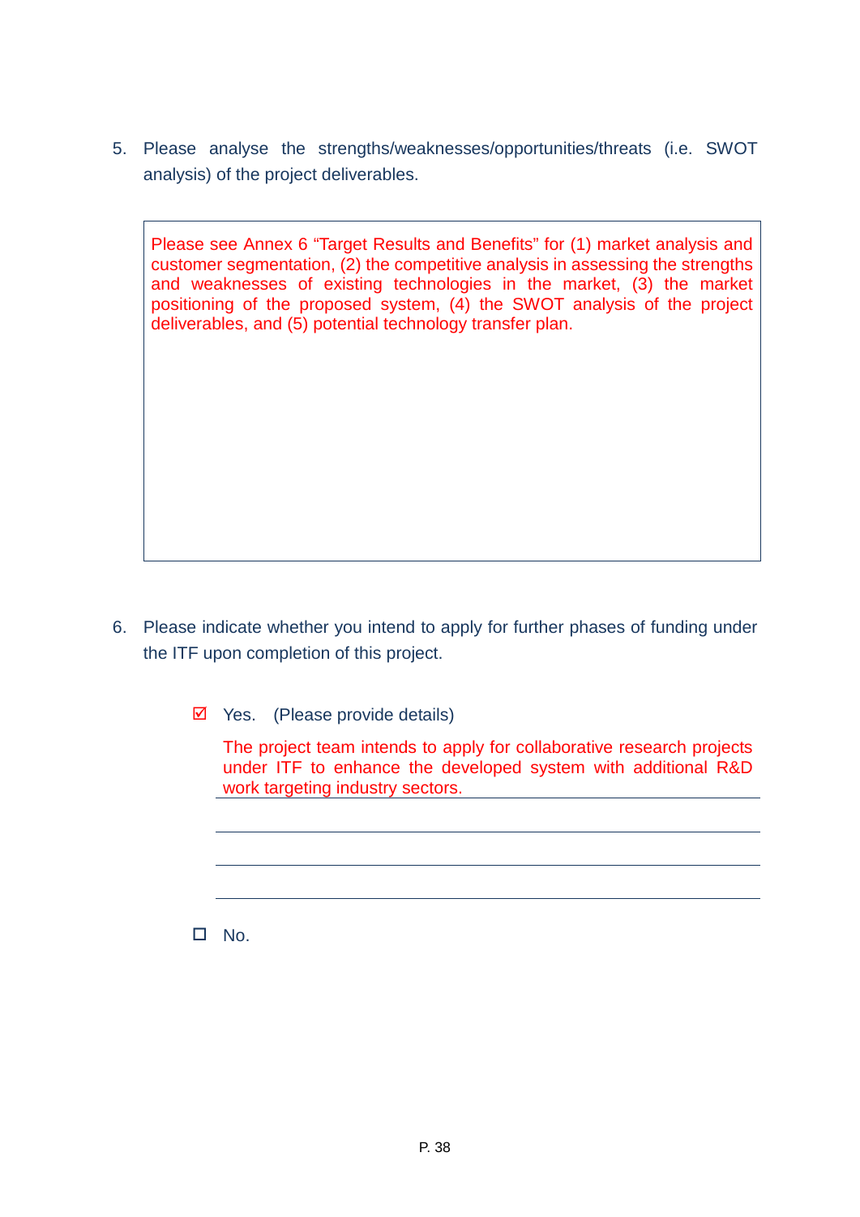5. Please analyse the strengths/weaknesses/opportunities/threats (i.e. SWOT analysis) of the project deliverables.

> Please see Annex 6 "Target Results and Benefits" for (1) market analysis and customer segmentation, (2) the competitive analysis in assessing the strengths and weaknesses of existing technologies in the market, (3) the market positioning of the proposed system, (4) the SWOT analysis of the project deliverables, and (5) potential technology transfer plan.

6. Please indicate whether you intend to apply for further phases of funding under the ITF upon completion of this project.

   ☑ Yes. (Please provide details)

   The project team intends to apply for collaborative research projects under ITF to enhance the developed system with additional R&D work targeting industry sectors.

   ☐ No.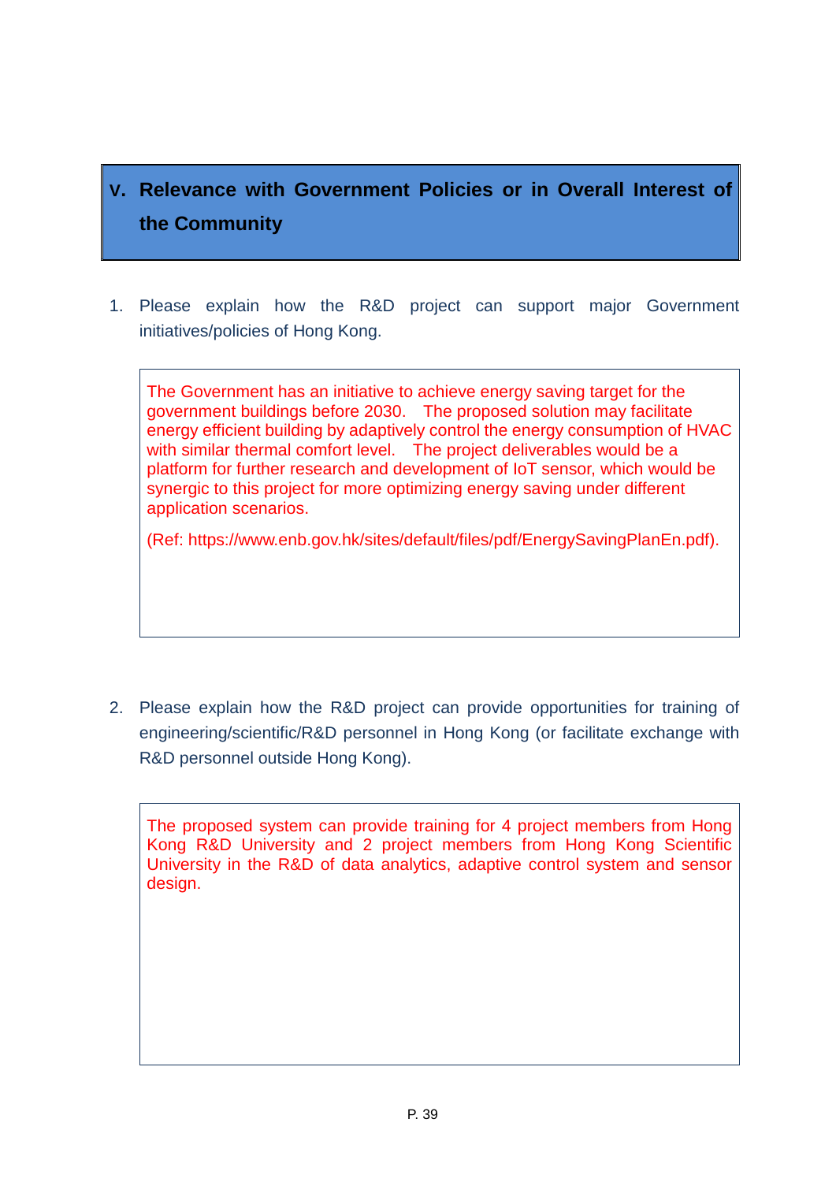## V. Relevance with Government Policies or in Overall Interest of the Community

1. Please explain how the R&D project can support major Government initiatives/policies of Hong Kong.

> The Government has an initiative to achieve energy saving target for the government buildings before 2030. The proposed solution may facilitate energy efficient building by adaptively control the energy consumption of HVAC with similar thermal comfort level. The project deliverables would be a platform for further research and development of IoT sensor, which would be synergic to this project for more optimizing energy saving under different application scenarios.
>
> (Ref: https://www.enb.gov.hk/sites/default/files/pdf/EnergySavingPlanEn.pdf).

2. Please explain how the R&D project can provide opportunities for training of engineering/scientific/R&D personnel in Hong Kong (or facilitate exchange with R&D personnel outside Hong Kong).

> The proposed system can provide training for 4 project members from Hong Kong R&D University and 2 project members from Hong Kong Scientific University in the R&D of data analytics, adaptive control system and sensor design.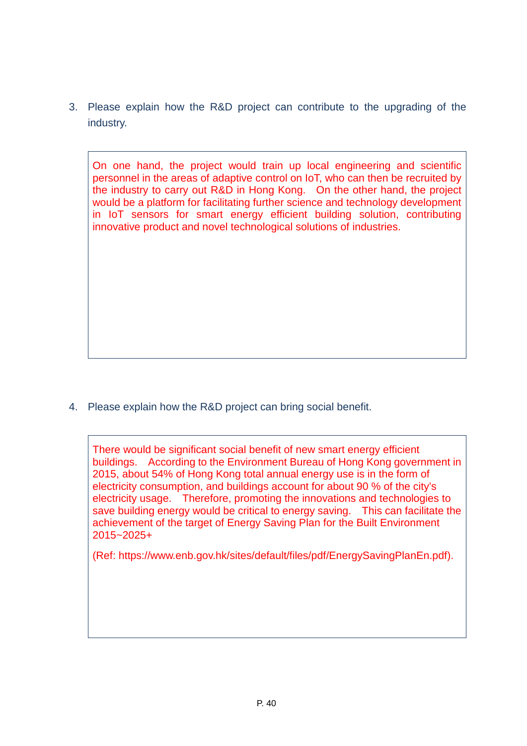3. Please explain how the R&D project can contribute to the upgrading of the industry.

> On one hand, the project would train up local engineering and scientific personnel in the areas of adaptive control on IoT, who can then be recruited by the industry to carry out R&D in Hong Kong. On the other hand, the project would be a platform for facilitating further science and technology development in IoT sensors for smart energy efficient building solution, contributing innovative product and novel technological solutions of industries.

4. Please explain how the R&D project can bring social benefit.

> There would be significant social benefit of new smart energy efficient buildings. According to the Environment Bureau of Hong Kong government in 2015, about 54% of Hong Kong total annual energy use is in the form of electricity consumption, and buildings account for about 90 % of the city's electricity usage. Therefore, promoting the innovations and technologies to save building energy would be critical to energy saving. This can facilitate the achievement of the target of Energy Saving Plan for the Built Environment 2015~2025+
>
> (Ref: https://www.enb.gov.hk/sites/default/files/pdf/EnergySavingPlanEn.pdf).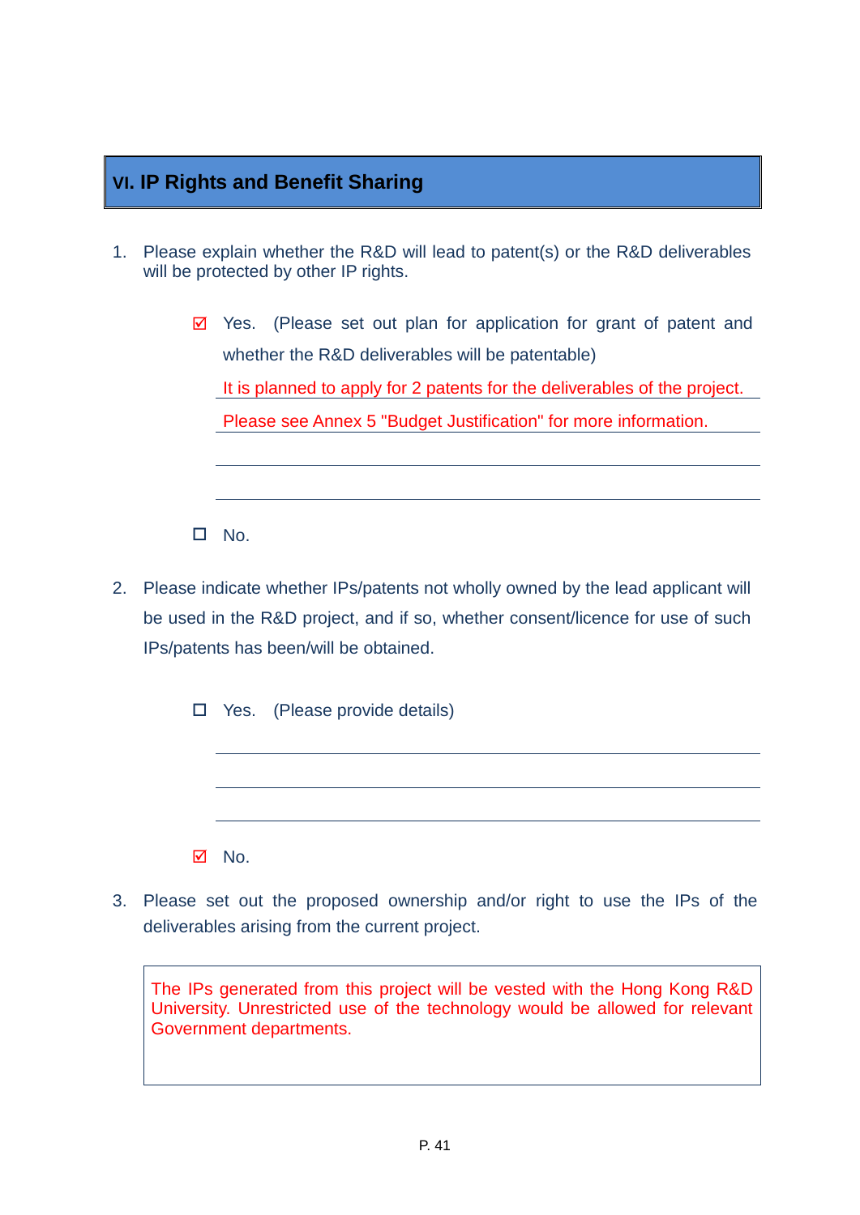## VI. IP Rights and Benefit Sharing

1. Please explain whether the R&D will lead to patent(s) or the R&D deliverables will be protected by other IP rights.

   ☑ Yes. (Please set out plan for application for grant of patent and whether the R&D deliverables will be patentable)

   It is planned to apply for 2 patents for the deliverables of the project.
   Please see Annex 5 "Budget Justification" for more information.

   ☐ No.

2. Please indicate whether IPs/patents not wholly owned by the lead applicant will be used in the R&D project, and if so, whether consent/licence for use of such IPs/patents has been/will be obtained.

   ☐ Yes. (Please provide details)

   ☑ No.

3. Please set out the proposed ownership and/or right to use the IPs of the deliverables arising from the current project.

   The IPs generated from this project will be vested with the Hong Kong R&D University. Unrestricted use of the technology would be allowed for relevant Government departments.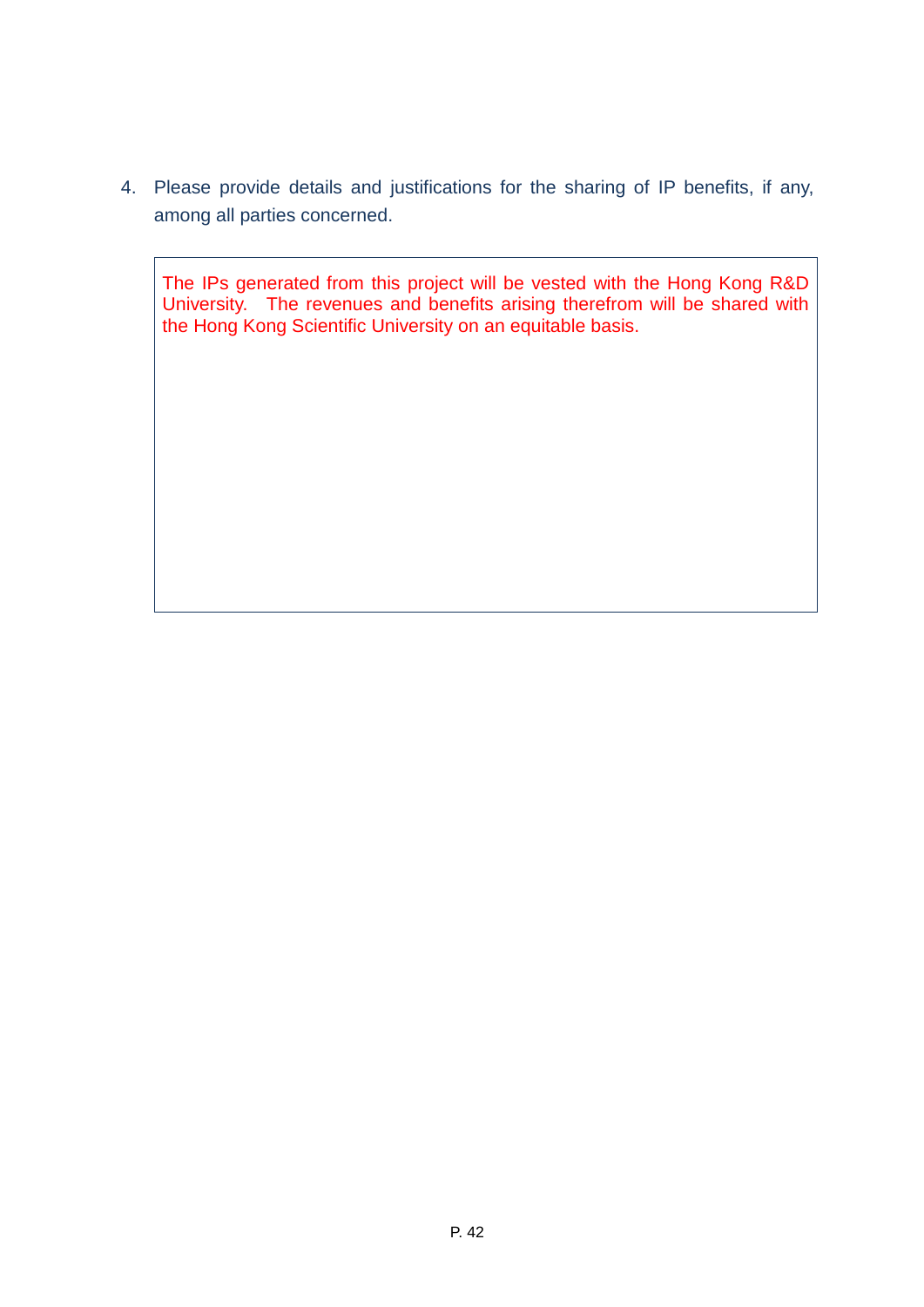4. Please provide details and justifications for the sharing of IP benefits, if any, among all parties concerned.

> The IPs generated from this project will be vested with the Hong Kong R&D University. The revenues and benefits arising therefrom will be shared with the Hong Kong Scientific University on an equitable basis.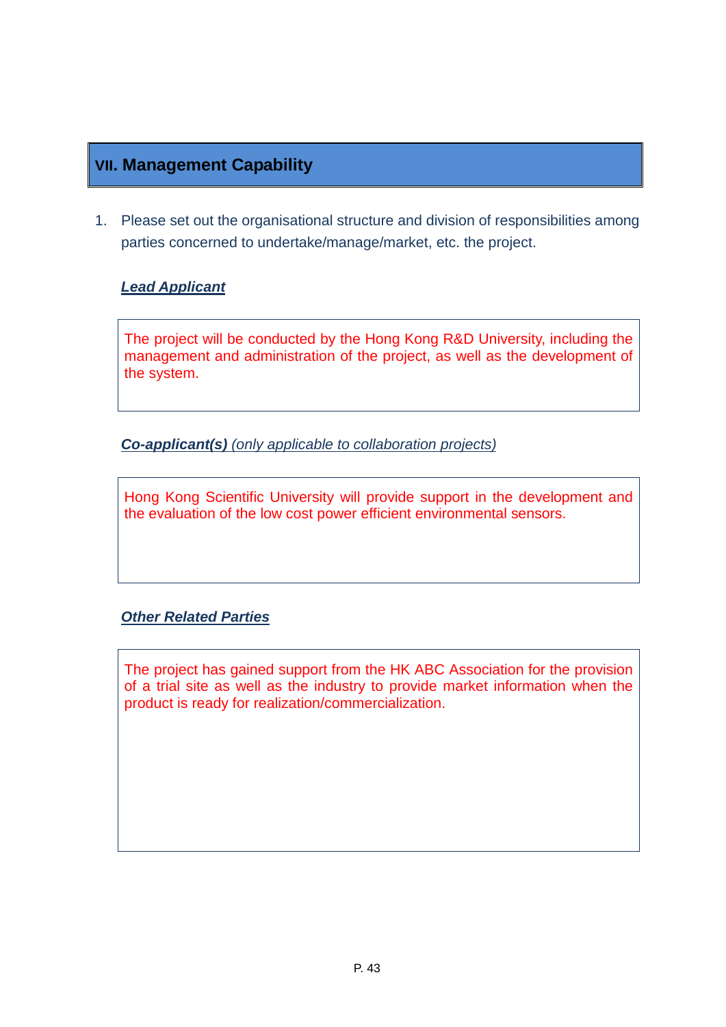## VII. Management Capability

1. Please set out the organisational structure and division of responsibilities among parties concerned to undertake/manage/market, etc. the project.

***Lead Applicant***

The project will be conducted by the Hong Kong R&D University, including the management and administration of the project, as well as the development of the system.

***Co-applicant(s)*** *(only applicable to collaboration projects)*

Hong Kong Scientific University will provide support in the development and the evaluation of the low cost power efficient environmental sensors.

***Other Related Parties***

The project has gained support from the HK ABC Association for the provision of a trial site as well as the industry to provide market information when the product is ready for realization/commercialization.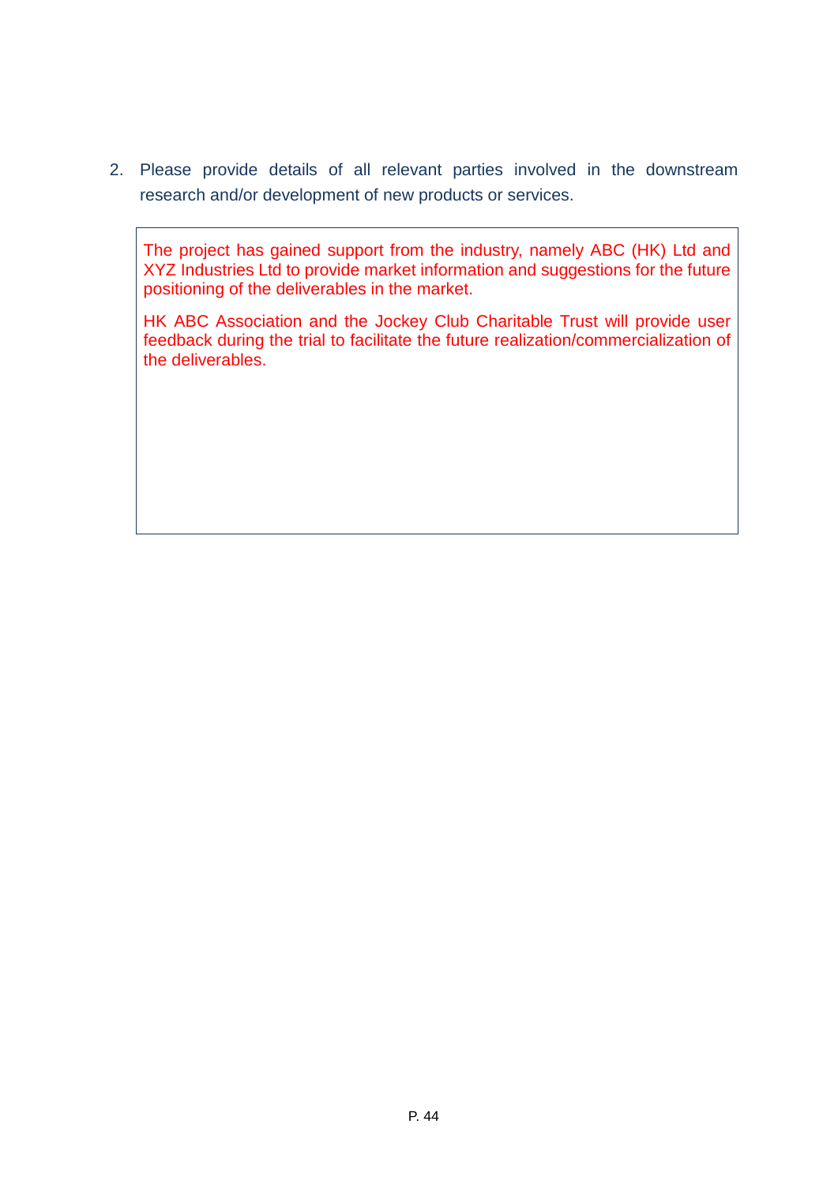2. Please provide details of all relevant parties involved in the downstream research and/or development of new products or services.

> The project has gained support from the industry, namely ABC (HK) Ltd and XYZ Industries Ltd to provide market information and suggestions for the future positioning of the deliverables in the market.
>
> HK ABC Association and the Jockey Club Charitable Trust will provide user feedback during the trial to facilitate the future realization/commercialization of the deliverables.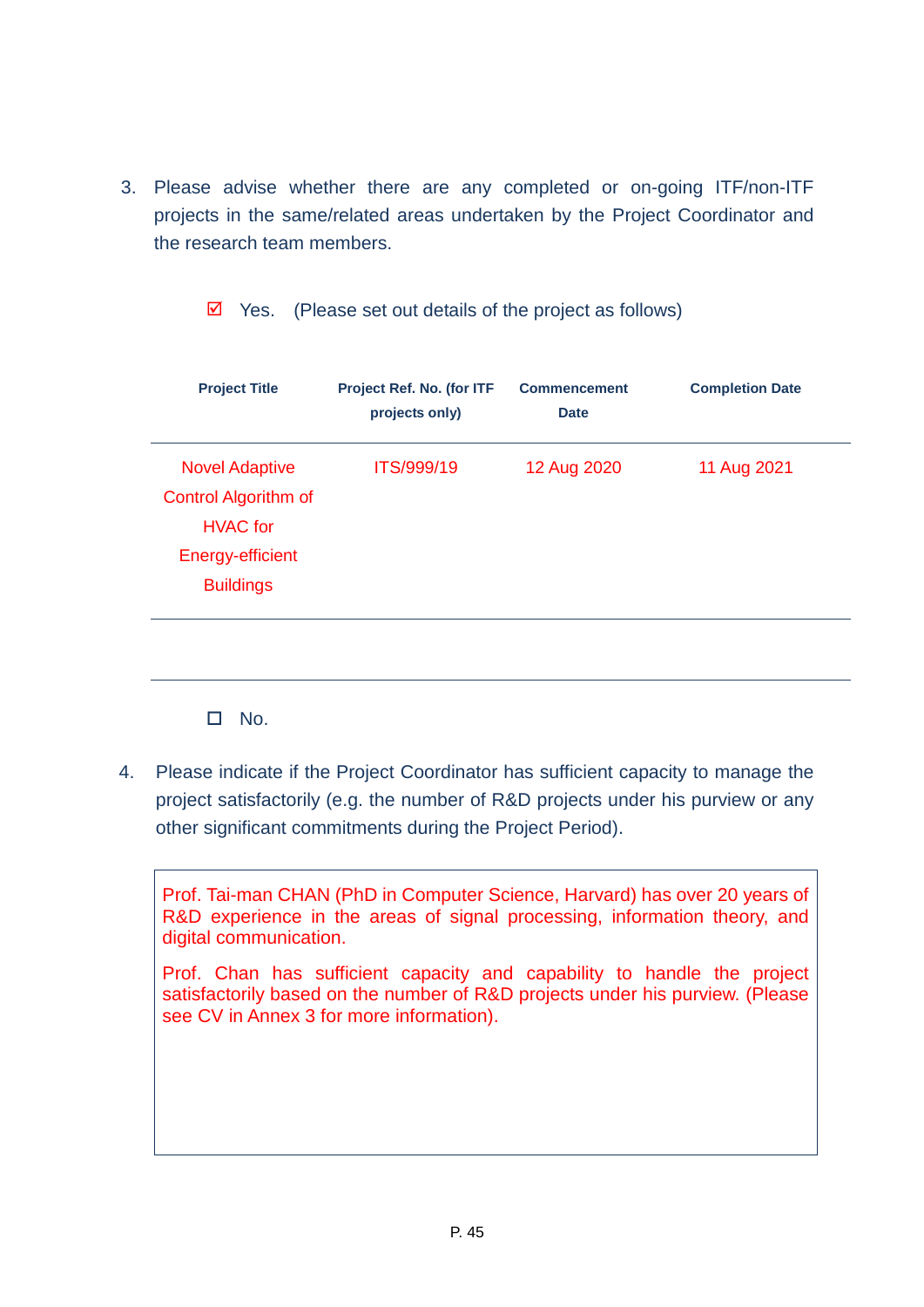3. Please advise whether there are any completed or on-going ITF/non-ITF projects in the same/related areas undertaken by the Project Coordinator and the research team members.

   ☑ Yes. (Please set out details of the project as follows)

| Project Title | Project Ref. No. (for ITF projects only) | Commencement Date | Completion Date |
|---|---|---|---|
| Novel Adaptive Control Algorithm of HVAC for Energy-efficient Buildings | ITS/999/19 | 12 Aug 2020 | 11 Aug 2021 |
| | | | |

   ☐ No.

4. Please indicate if the Project Coordinator has sufficient capacity to manage the project satisfactorily (e.g. the number of R&D projects under his purview or any other significant commitments during the Project Period).

   Prof. Tai-man CHAN (PhD in Computer Science, Harvard) has over 20 years of R&D experience in the areas of signal processing, information theory, and digital communication.

   Prof. Chan has sufficient capacity and capability to handle the project satisfactorily based on the number of R&D projects under his purview. (Please see CV in Annex 3 for more information).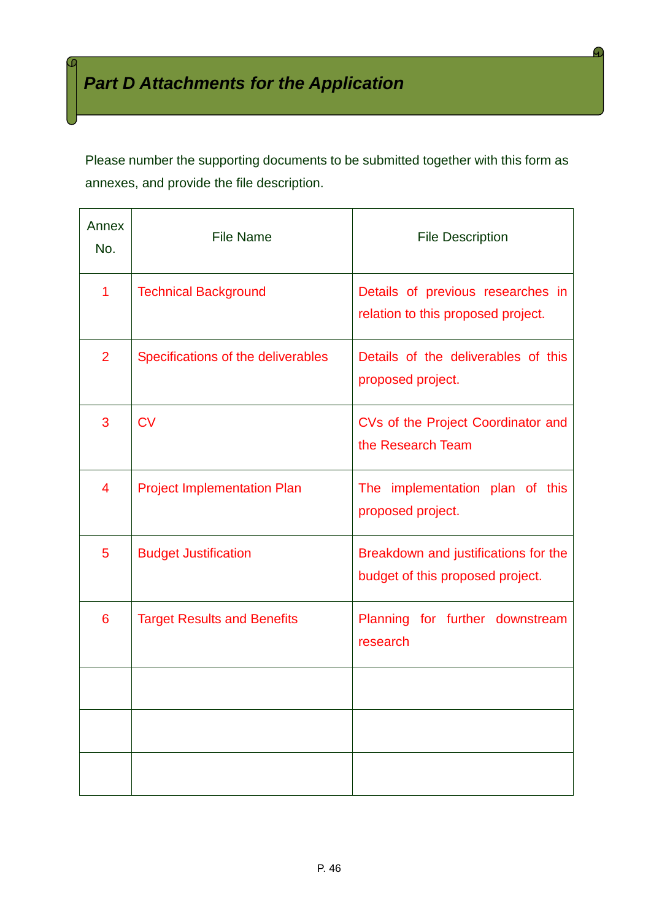## *Part D Attachments for the Application*

Please number the supporting documents to be submitted together with this form as annexes, and provide the file description.

| Annex No. | File Name | File Description |
|---|---|---|
| 1 | Technical Background | Details of previous researches in relation to this proposed project. |
| 2 | Specifications of the deliverables | Details of the deliverables of this proposed project. |
| 3 | CV | CVs of the Project Coordinator and the Research Team |
| 4 | Project Implementation Plan | The implementation plan of this proposed project. |
| 5 | Budget Justification | Breakdown and justifications for the budget of this proposed project. |
| 6 | Target Results and Benefits | Planning for further downstream research |
| | | |
| | | |
| | | |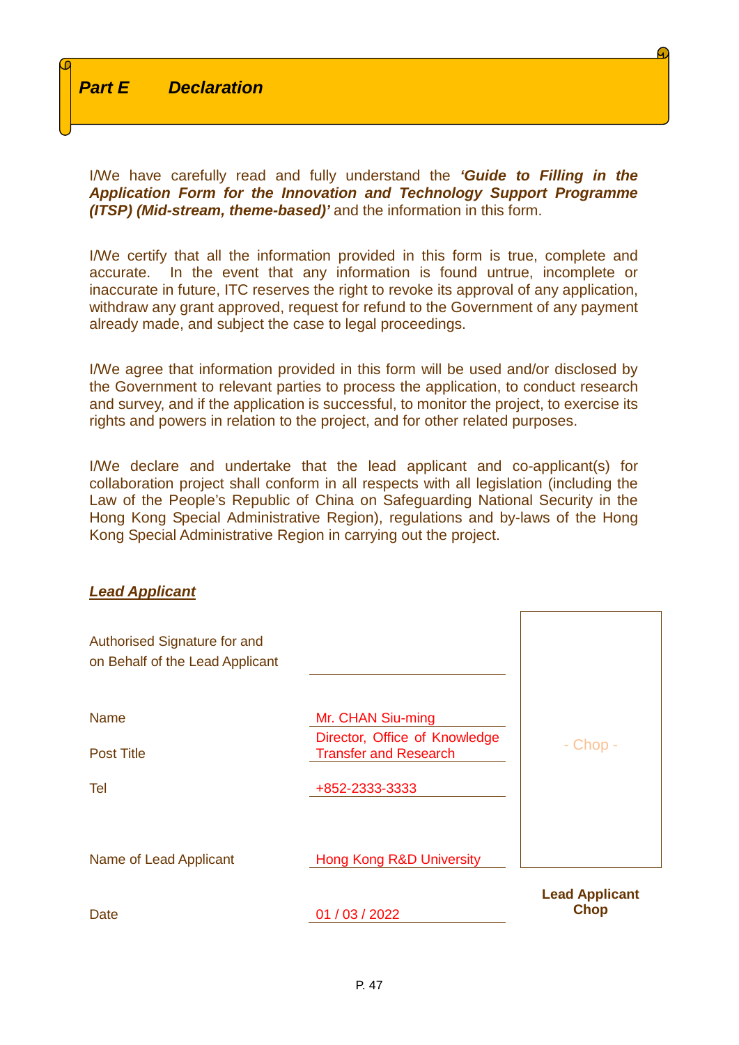## *Part E Declaration*

I/We have carefully read and fully understand the ***'Guide to Filling in the Application Form for the Innovation and Technology Support Programme (ITSP) (Mid-stream, theme-based)'*** and the information in this form.

I/We certify that all the information provided in this form is true, complete and accurate. In the event that any information is found untrue, incomplete or inaccurate in future, ITC reserves the right to revoke its approval of any application, withdraw any grant approved, request for refund to the Government of any payment already made, and subject the case to legal proceedings.

I/We agree that information provided in this form will be used and/or disclosed by the Government to relevant parties to process the application, to conduct research and survey, and if the application is successful, to monitor the project, to exercise its rights and powers in relation to the project, and for other related purposes.

I/We declare and undertake that the lead applicant and co-applicant(s) for collaboration project shall conform in all respects with all legislation (including the Law of the People's Republic of China on Safeguarding National Security in the Hong Kong Special Administrative Region), regulations and by-laws of the Hong Kong Special Administrative Region in carrying out the project.

***Lead Applicant***

| | | |
|---|---|---|
| Authorised Signature for and on Behalf of the Lead Applicant | | - Chop - |
| Name | Mr. CHAN Siu-ming | |
| Post Title | Director, Office of Knowledge Transfer and Research | |
| Tel | +852-2333-3333 | |
| Name of Lead Applicant | Hong Kong R&D University | |
| Date | 01 / 03 / 2022 | **Lead Applicant Chop** |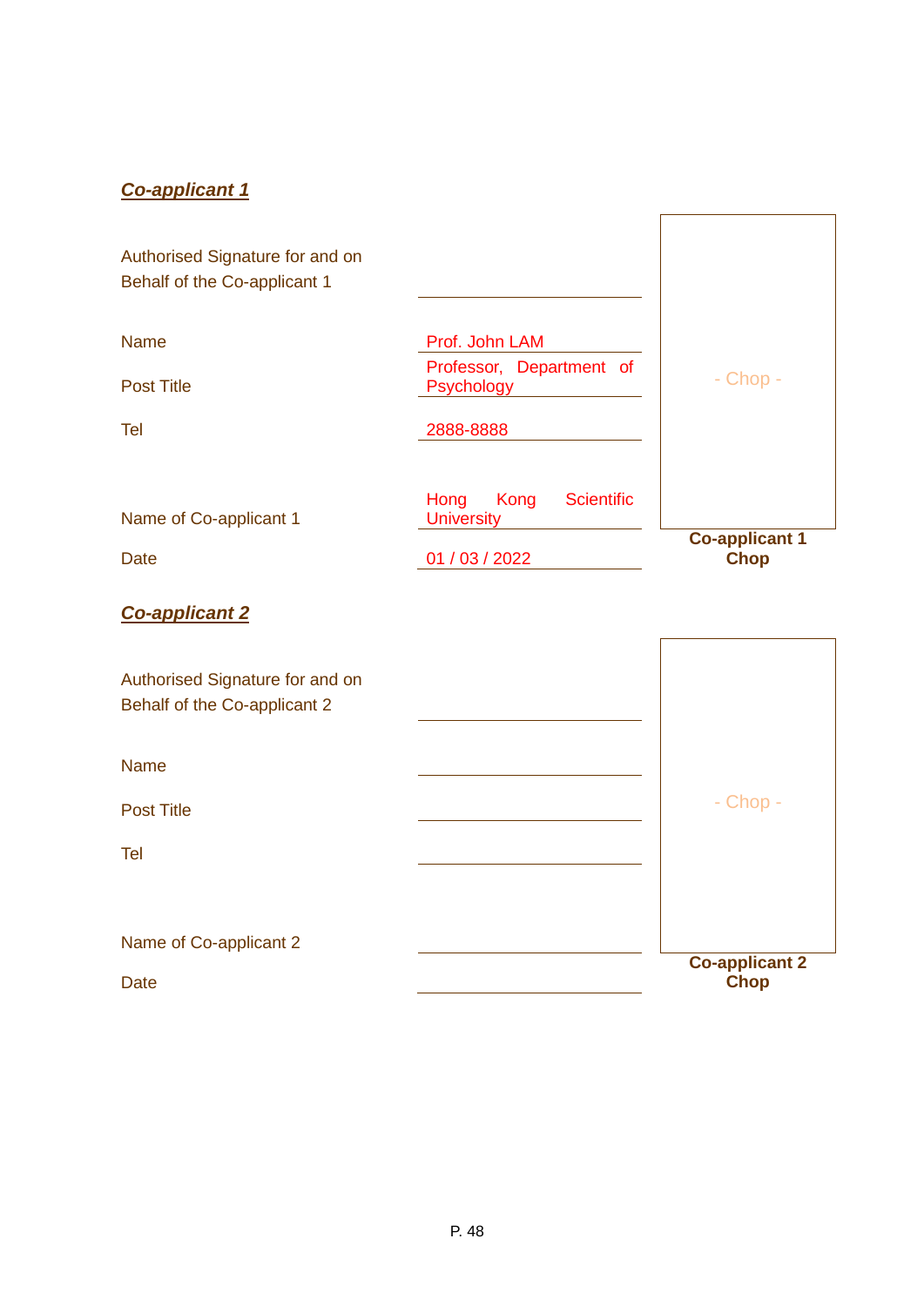***Co-applicant 1***

| | | |
|---|---|---|
| Authorised Signature for and on Behalf of the Co-applicant 1 | | - Chop - |
| Name | Prof. John LAM | |
| Post Title | Professor, Department of Psychology | |
| Tel | 2888-8888 | |
| Name of Co-applicant 1 | Hong Kong Scientific University | |
| Date | 01 / 03 / 2022 | **Co-applicant 1 Chop** |

***Co-applicant 2***

| | | |
|---|---|---|
| Authorised Signature for and on Behalf of the Co-applicant 2 | | - Chop - |
| Name | | |
| Post Title | | |
| Tel | | |
| Name of Co-applicant 2 | | |
| Date | | **Co-applicant 2 Chop** |